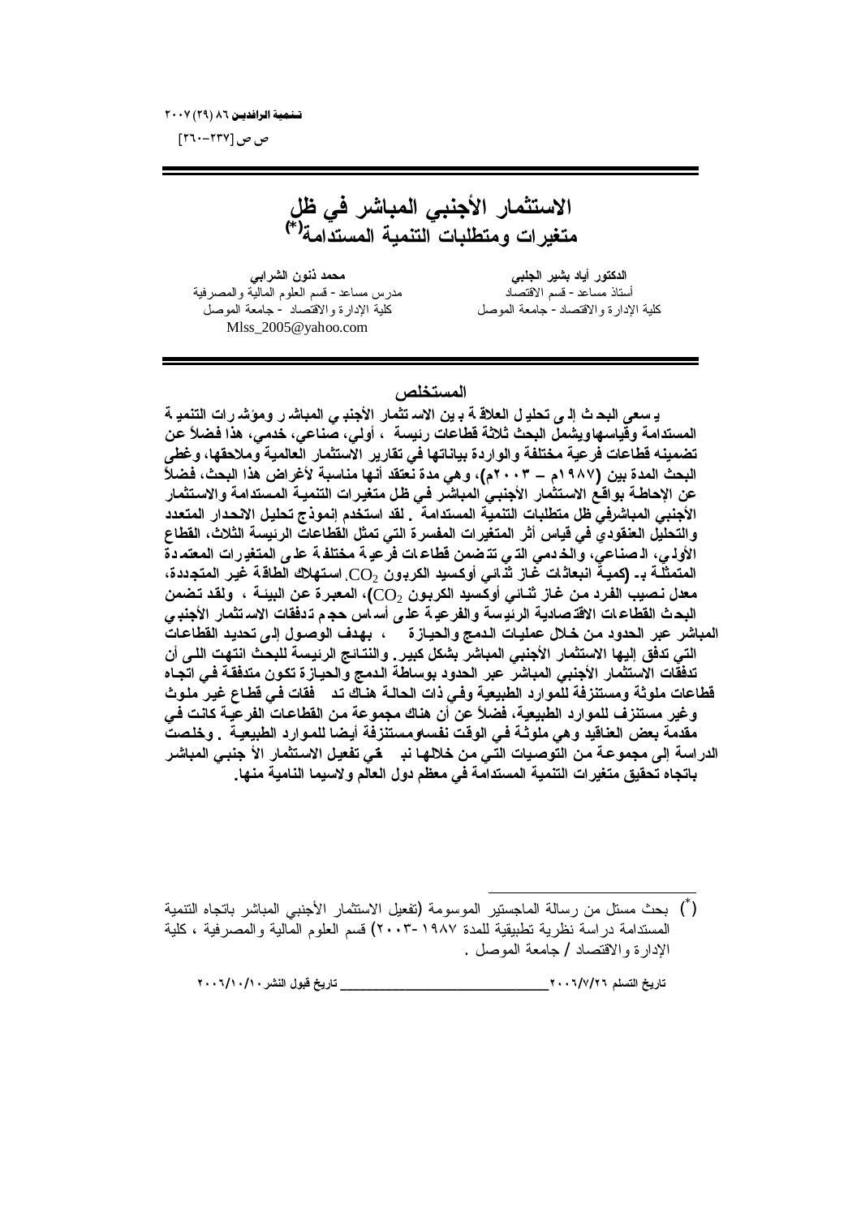# الاستثمار الأجنبي المباشر في ظل متغيرات ومتطلبات التنمية المستدامة(*)

**الدكتور أياد بشير الجلبي**
أستاذ مساعد - قسم الاقتصاد
كلية الإدارة والاقتصاد - جامعة الموصل

**محمد ذنون الشرابي**
مدرس مساعد - قسم العلوم المالية والمصرفية
كلية الإدارة والاقتصاد - جامعة الموصل
Mlss_2005@yahoo.com

## المستخلص

**يسعى البحث إلى تحليل العلاقة بين الاستثمار الأجنبي المباشر ومؤشرات التنمية المستدامة وقياسهاويشمل البحث ثلاثة قطاعات رئيسة ، أولي، صناعي، خدمي، هذا فضلاً عن تضمينه قطاعات فرعية مختلفة والواردة بياناتها في تقارير الاستثمار العالمية وملاحقها، وغطى البحث المدة بين (١٩٨٧م – ٢٠٠٣م)، وهي مدة نعتقد أنها مناسبة لأغراض هذا البحث، فضلاً عن الإحاطة بواقع الاستثمار الأجنبي المباشر في ظل متغيرات التنمية المستدامة والاستثمار الأجنبي المباشرفي ظل متطلبات التنمية المستدامة . لقد استخدم إنموذج تحليل الانحدار المتعدد والتحليل العنقودي في قياس أثر المتغيرات المفسرة التي تمثل القطاعات الرئيسة الثلاث، القطاع الأولي، الصناعي، والخدمي التي تتضمن قطاعات فرعية مختلفة على المتغيرات المعتمدة المتمثلة بـ (كمية انبعاثات غاز ثنائي أوكسيد الكربون $CO_2$. استهلاك الطاقة غير المتجددة، معدل نصيب الفرد من غاز ثنائي أوكسيد الكربون $CO_2$)، المعبرة عن البيئة ، ولقد تضمن البحث القطاعات الاقتصادية الرئيسة والفرعية على أساس حجم تدفقات الاستثمار الأجنبي المباشر عبر الحدود من خلال عمليات الدمج والحيازة ، بهدف الوصول إلى تحديد القطاعات التي تدفق إليها الاستثمار الأجنبي المباشر بشكل كبير. والنتائج الرئيسة للبحث انتهت الى أن تدفقات الاستثمار الأجنبي المباشر عبر الحدود بوساطة الدمج والحيازة تكون متدفقة في اتجاه قطاعات ملوثة ومستنزفة للموارد الطبيعية وفي ذات الحالة هناك تدفقات في قطاع غير ملوث وغير مستنزف للموارد الطبيعية، فضلاً عن أن هناك مجموعة من القطاعات الفرعية كانت في مقدمة بعض العناقيد وهي ملوثة في الوقت نفسهومستنزفة أيضا للموارد الطبيعية . وخلصت الدراسة إلى مجموعة من التوصيات التي من خلالها نبغي تفعيل الاستثمار الأجنبي المباشر باتجاه تحقيق متغيرات التنمية المستدامة في معظم دول العالم ولاسيما النامية منها.**

---

(*) بحث مستل من رسالة الماجستير الموسومة (تفعيل الاستثمار الأجنبي المباشر باتجاه التنمية المستدامة دراسة نظرية تطبيقية للمدة ١٩٨٧ -٢٠٠٣) قسم العلوم المالية والمصرفية ، كلية الإدارة والاقتصاد / جامعة الموصل .

**تاريخ التسلم ٢٠٠٦/٧/٢٦ ـــــــــــــــ تاريخ قبول النشر ٢٠٠٦/١٠/١٠**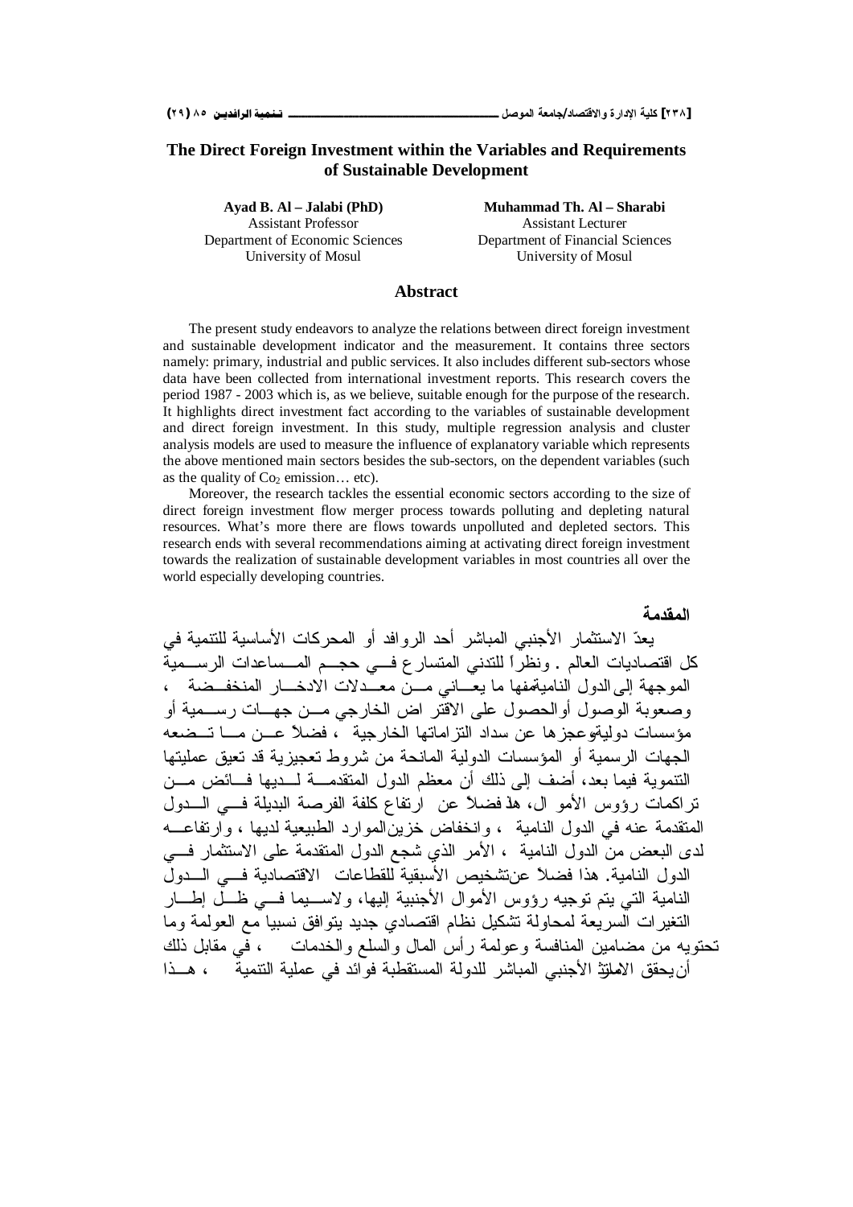# The Direct Foreign Investment within the Variables and Requirements of Sustainable Development

**Ayad B. Al – Jalabi (PhD)**
Assistant Professor
Department of Economic Sciences
University of Mosul

**Muhammad Th. Al – Sharabi**
Assistant Lecturer
Department of Financial Sciences
University of Mosul

## Abstract

The present study endeavors to analyze the relations between direct foreign investment and sustainable development indicator and the measurement. It contains three sectors namely: primary, industrial and public services. It also includes different sub-sectors whose data have been collected from international investment reports. This research covers the period 1987 - 2003 which is, as we believe, suitable enough for the purpose of the research. It highlights direct investment fact according to the variables of sustainable development and direct foreign investment. In this study, multiple regression analysis and cluster analysis models are used to measure the influence of explanatory variable which represents the above mentioned main sectors besides the sub-sectors, on the dependent variables (such as the quality of $Co_2$ emission… etc).

Moreover, the research tackles the essential economic sectors according to the size of direct foreign investment flow merger process towards polluting and depleting natural resources. What's more there are flows towards unpolluted and depleted sectors. This research ends with several recommendations aiming at activating direct foreign investment towards the realization of sustainable development variables in most countries all over the world especially developing countries.

## المقدمة

يعدّ الاستثمار الأجنبي المباشر أحد الروافد أو المحركات الأساسية للتنمية في كل اقتصاديات العالم . ونظراً للتدني المتسارع في حجم المساعدات الرسمية الموجهة إلى الدول النامية فمنها ما يعاني من معدلات الادخار المنخفضة ، وصعوبة الوصول أو الحصول على الاقتراض الخارجي من جهات رسمية أو مؤسسات دولية وعجزها عن سداد التزاماتها الخارجية ، فضلاً عن ما تضعه الجهات الرسمية أو المؤسسات الدولية المانحة من شروط تعجيزية قد تعيق عمليتها التنموية فيما بعد، أضف إلى ذلك أن معظم الدول المتقدمة لديها فائض من تراكمات رؤوس الأموال، هذا فضلاً عن ارتفاع كلفة الفرصة البديلة في الدول المتقدمة عنه في الدول النامية ، وانخفاض خزين الموارد الطبيعية لديها ، وارتفاعه لدى البعض من الدول النامية ، الأمر الذي شجع الدول المتقدمة على الاستثمار في الدول النامية. هذا فضلاً عن تشخيص الأسبقية للقطاعات الاقتصادية في الدول النامية التي يتم توجيه رؤوس الأموال الأجنبية إليها، ولاسيما في ظل إطار التغيرات السريعة لمحاولة تشكيل نظام اقتصادي جديد يتوافق نسبيا مع العولمة وما تحتويه من مضامين المنافسة وعولمة رأس المال والسلع والخدمات ، في مقابل ذلك أن يحقق الاستثمار الأجنبي المباشر للدولة المستقطبة فوائد في عملية التنمية ، هذا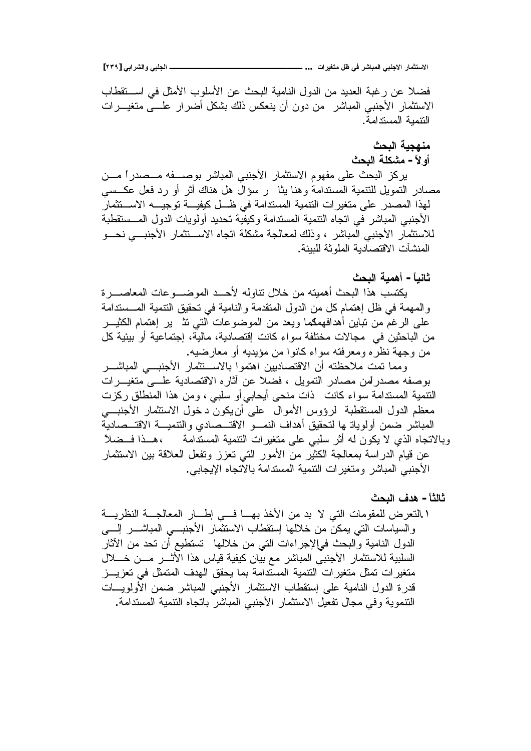فضلا عن رغبة العديد من الدول النامية البحث عن الأسلوب الأمثل في استقطاب الاستثمار الأجنبي المباشر من دون أن ينعكس ذلك بشكل أضرار على متغيرات التنمية المستدامة.

## منهجية البحث

### أولاً - مشكلة البحث

يركز البحث على مفهوم الاستثمار الأجنبي المباشر بوصفه مصدراً من مصادر التمويل للتنمية المستدامة وهنا يثار سؤال هل هناك أثر أو رد فعل عكسي لهذا المصدر على متغيرات التنمية المستدامة في ظل كيفية توجيه الاستثمار الأجنبي المباشر في اتجاه التنمية المستدامة وكيفية تحديد أولويات الدول المستقطبة للاستثمار الأجنبي المباشر ، وذلك لمعالجة مشكلة اتجاه الاستثمار الأجنبي نحو المنشآت الاقتصادية الملوثة للبيئة.

### ثانياً - أهمية البحث

يكتسب هذا البحث أهميته من خلال تناوله لأحد الموضوعات المعاصرة والمهمة في ظل إهتمام كل من الدول المتقدمة والنامية في تحقيق التنمية المستدامة على الرغم من تباين أهدافهمكما ويعد من الموضوعات التي تثير إهتمام الكثير من الباحثين في مجالات مختلفة سواء كانت إقتصادية، مالية، إجتماعية أو بيئية كل من وجهة نظره ومعرفته سواء كانوا من مؤيديه أو معارضيه.

ومما تمت ملاحظته أن الاقتصاديين اهتموا بالاستثمار الأجنبي المباشر بوصفه مصدراًمن مصادر التمويل ، فضلا عن آثاره الاقتصادية على متغيرات التنمية المستدامة سواء كانت ذات منحى أيجابي أو سلبي ، ومن هذا المنطلق ركزت معظم الدول المستقطبة لرؤوس الأموال على أن يكون دخول الاستثمار الأجنبي المباشر ضمن أولوياتها لتحقيق أهداف النمو الاقتصادي والتنمية الاقتصادية وبالاتجاه الذي لا يكون له أثر سلبي على متغيرات التنمية المستدامة ، هذا فضلاً عن قيام الدراسة بمعالجة الكثير من الأمور التي تعزز وتفعل العلاقة بين الاستثمار الأجنبي المباشر ومتغيرات التنمية المستدامة بالاتجاه الإيجابي.

### ثالثاً - هدف البحث

١. التعرض للمقومات التي لا بد من الأخذ بها في إطار المعالجة النظرية والسياسات التي يمكن من خلالها إستقطاب الاستثمار الأجنبي المباشر إلى الدول النامية والبحث فيالإجراءات التي من خلالها تستطيع أن تحد من الآثار السلبية للاستثمار الأجنبي المباشر مع بيان كيفية قياس هذا الأثر من خلال متغيرات تمثل متغيرات التنمية المستدامة بما يحقق الهدف المتمثل في تعزيز قدرة الدول النامية على إستقطاب الاستثمار الأجنبي المباشر ضمن الأولويات التنموية وفي مجال تفعيل الاستثمار الأجنبي المباشر باتجاه التنمية المستدامة.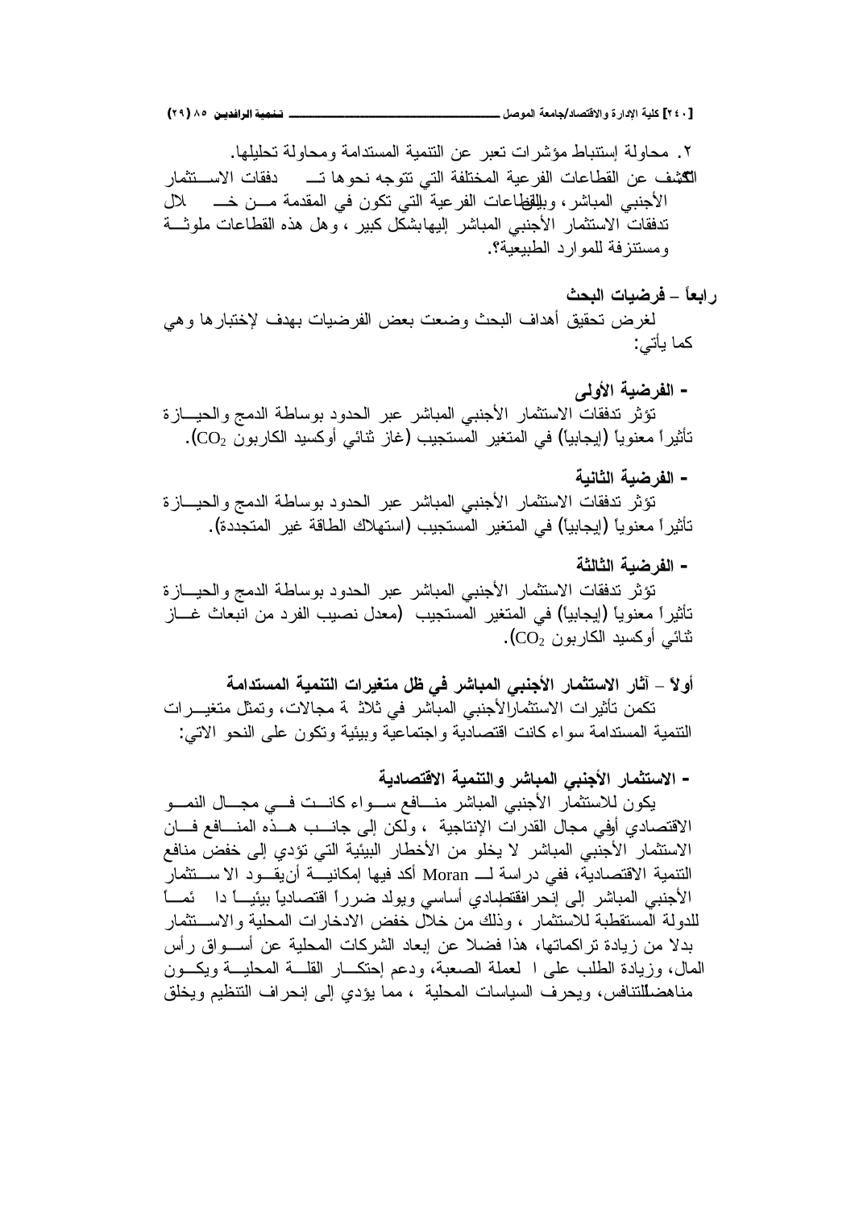٢. محاولة إستنباط مؤشرات تعبر عن التنمية المستدامة ومحاولة تحليلها.

الكشف عن القطاعات الفرعية المختلفة التي تتوجه نحوها تدفقات الاستثمار الأجنبي المباشر، وبالقطاعات الفرعية التي تكون في المقدمة من خلال تدفقات الاستثمار الأجنبي المباشر إليها بشكل كبير، وهل هذه القطاعات ملوثة ومستنزفة للموارد الطبيعية؟.

## رابعاً – فرضيات البحث

لغرض تحقيق أهداف البحث وضعت بعض الفرضيات بهدف لإختبارها وهي كما يأتي:

### - الفرضية الأولى

تؤثر تدفقات الاستثمار الأجنبي المباشر عبر الحدود بوساطة الدمج والحيازة تأثيراً معنوياً (إيجابياً) في المتغير المستجيب (غاز ثنائي أوكسيد الكاربون $CO_2$).

### - الفرضية الثانية

تؤثر تدفقات الاستثمار الأجنبي المباشر عبر الحدود بوساطة الدمج والحيازة تأثيراً معنوياً (إيجابياً) في المتغير المستجيب (استهلاك الطاقة غير المتجددة).

### - الفرضية الثالثة

تؤثر تدفقات الاستثمار الأجنبي المباشر عبر الحدود بوساطة الدمج والحيازة تأثيراً معنوياً (إيجابياً) في المتغير المستجيب (معدل نصيب الفرد من انبعاث غاز ثنائي أوكسيد الكاربون $CO_2$).

## أولاً – آثار الاستثمار الأجنبي المباشر في ظل متغيرات التنمية المستدامة

تكمن تأثيرات الاستثمار الأجنبي المباشر في ثلاثة مجالات، وتمثل متغيرات التنمية المستدامة سواء كانت اقتصادية واجتماعية وبيئية وتكون على النحو الاتي:

### - الاستثمار الأجنبي المباشر والتنمية الاقتصادية

يكون للاستثمار الأجنبي المباشر منافع سواء كانت في مجال النمو الاقتصادي أوفي مجال القدرات الإنتاجية ، ولكن إلى جانب هذه المنافع فان الاستثمار الأجنبي المباشر لا يخلو من الأخطار البيئية التي تؤدي إلى خفض منافع التنمية الاقتصادية، ففي دراسة لـ Moran أكد فيها إمكانية أن يقود الاستثمار الأجنبي المباشر إلى إنحراف اقتصادي أساسي ويولد ضرراً اقتصادياً بيئياً دائماً للدولة المستقطبة للاستثمار ، وذلك من خلال خفض الادخارات المحلية والاستثمار بدلا من زيادة تراكماتها، هذا فضلا عن إبعاد الشركات المحلية عن أسواق رأس المال، وزيادة الطلب على العملة الصعبة، ودعم إحتكار القلة المحلية ويكون مناهضاً للتنافس، ويحرف السياسات المحلية ، مما يؤدي إلى إنحراف التنظيم ويخلق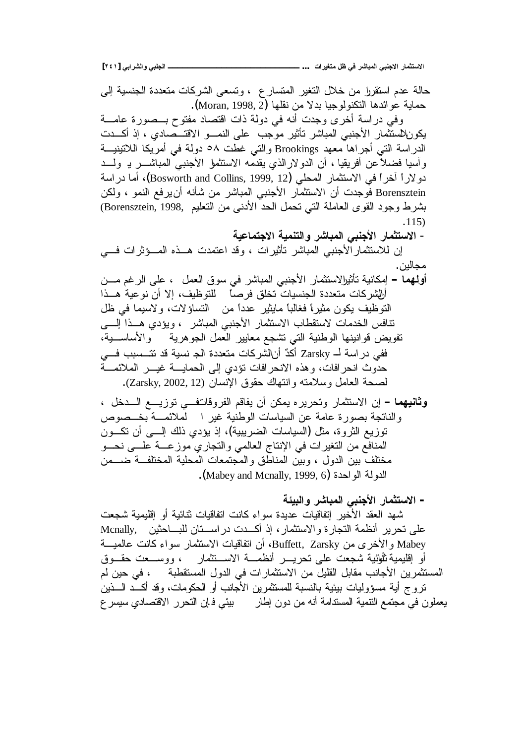حالة عدم استقرار من خلال التغير المتسارع ، وتسعى الشركات متعددة الجنسية إلى حماية عوائدها التكنولوجيا بدلا من نقلها (Moran, 1998, 2).

وفي دراسة أخرى وجدت أنه في دولة ذات اقتصاد مفتوح بصورة عامة يكون الاستثمار الأجنبي المباشر تأثير موجب على النمو الاقتصادي ، إذ أكدت الدراسة التي أجراها معهد Brookings والتي غطت ٥٨ دولة في أمريكا اللاتينية وآسيا فضلاً عن أفريقيا ، أن الدولار الذي يقدمه الاستثمار الأجنبي المباشر يولد دولاراً آخراً في الاستثمار المحلي (Bosworth and Collins, 1999, 12)، أما دراسة Borensztein فوجدت أن الاستثمار الأجنبي المباشر من شأنه أن يرفع النمو ، ولكن بشرط وجود القوى العاملة التي تحمل الحد الأدنى من التعليم (Borensztein, 1998, 115).

- **الاستثمار الأجنبي المباشر والتنمية الاجتماعية**

إن للاستثمار الأجنبي المباشر تأثيرات ، وقد اعتمدت هذه المؤثرات في مجالين.

**أولهما** – إمكانية تأثير الاستثمار الأجنبي المباشر في سوق العمل ، على الرغم من أن الشركات متعددة الجنسيات تخلق فرصاً للتوظيف، إلا أن نوعية هذا التوظيف يكون مثيراً فغالباً مايثير عدداً من التساؤلات، ولاسيما في ظل تنافس الخدمات لاستقطاب الاستثمار الأجنبي المباشر ، ويؤدي هذا إلى تفويض قوانينها الوطنية التي تشجع معايير العمل الجوهرية والأساسية، ففي دراسة لـ Zarsky أكدّ أن الشركات متعددة الجنسية قد تتسبب في حدوث انحرافات، وهذه الانحرافات تؤدي إلى الحماية غير الملائمة لصحة العامل وسلامته وانتهاك حقوق الإنسان (Zarsky, 2002, 12).

**وثانيهما** – إن الاستثمار وتحريره يمكن أن يفاقم الفروقات في توزيع الدخل ، والناتجة بصورة عامة عن السياسات الوطنية غير الملائمة بخصوص توزيع الثروة، مثل (السياسات الضريبية)، إذ يؤدي ذلك إلى أن تكون المنافع من التغيرات في الإنتاج العالمي والتجاري موزعة على نحو مختلف بين الدول ، وبين المناطق والمجتمعات المحلية المختلفة ضمن الدولة الواحدة (Mabey and Mcnally, 1999, 6).

- **الاستثمار الأجنبي المباشر والبيئة**

شهد العقد الأخير إتفاقيات عديدة سواء كانت اتفاقيات ثنائية أو إقليمية شجعت على تحرير أنظمة التجارة والاستثمار، إذ أكدت دراستان للباحثين Mcnally, Mabey والأخرى من Buffett, Zarsky، أن اتفاقيات الاستثمار سواء كانت عالمية أو إقليمية ثنائية شجعت على تحرير أنظمة الاستثمار ، ووسعت حقوق المستثمرين الأجانب مقابل القليل من الاستثمارات في الدول المستقطبة ، في حين لم تروج أية مسؤوليات بيئية بالنسبة للمستثمرين الأجانب أو الحكومات، وقد أكد الذين يعملون في مجتمع التنمية المستدامة أنه من دون إطار بيئي فإن التحرر الاقتصادي سيسرع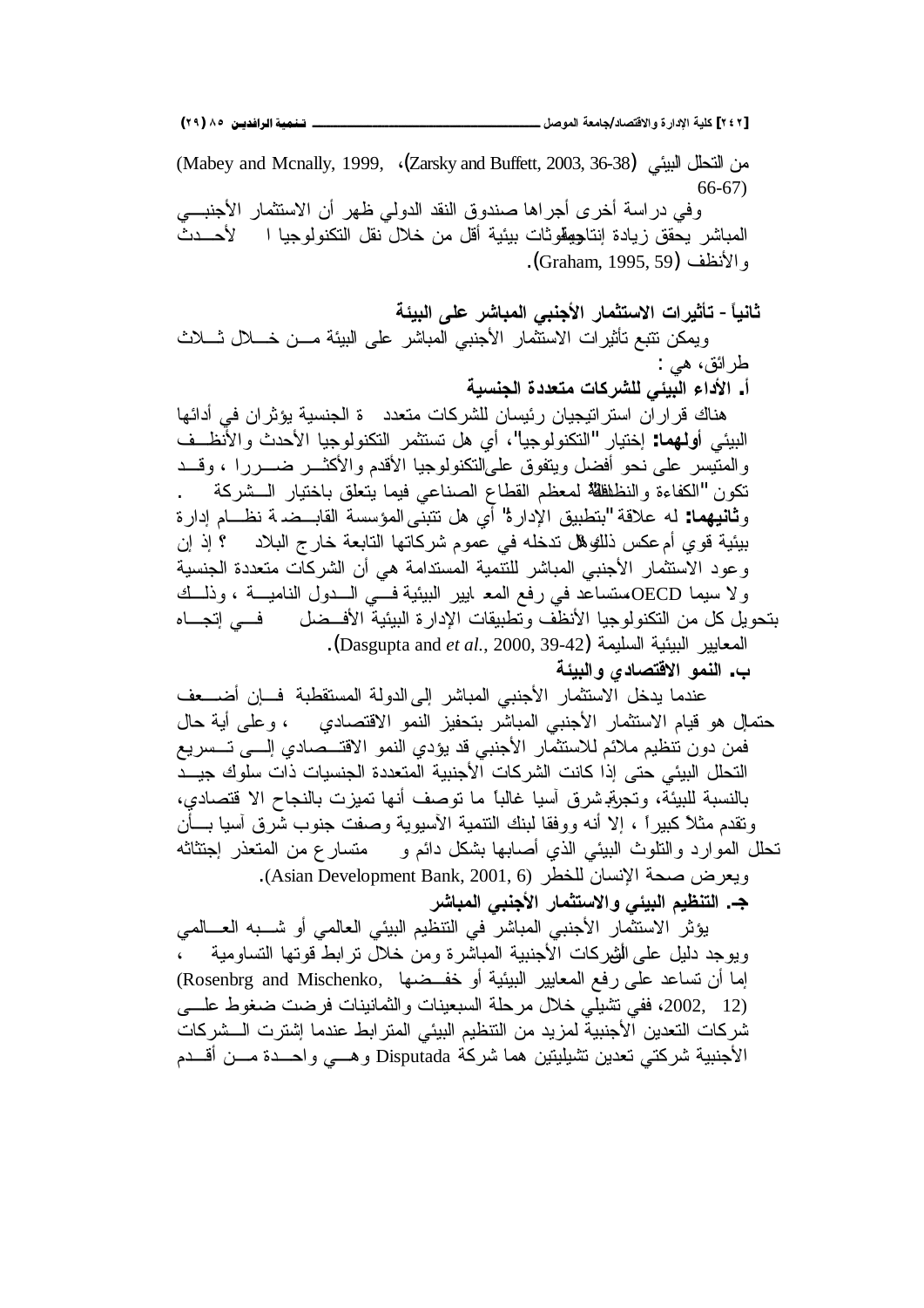من التحلل البيئي (Zarsky and Buffett, 2003, 36-38)، (Mabey and Mcnally, 1999, 66-67)

وفي دراسة أخرى أجراها صندوق النقد الدولي ظهر أن الاستثمار الأجنبي المباشر يحقق زيادة إنتاجية وملوثات بيئية أقل من خلال نقل التكنولوجيا الأحدث والأنظف (Graham, 1995, 59).

**ثانياً - تأثيرات الاستثمار الأجنبي المباشر على البيئة**

ويمكن تتبع تأثيرات الاستثمار الأجنبي المباشر على البيئة من خلال ثلاث طرائق، هي :

**أ. الأداء البيئي للشركات متعددة الجنسية**

هناك قراران استراتيجيان رئيسان للشركات متعددة الجنسية يؤثران في أدائها البيئي **أولهما:** إختيار "التكنولوجيا"، أي هل تستثمر التكنولوجيا الأحدث والأنظف والمتيسر على نحو أفضل ويتفوق على التكنولوجيا الأقدم والأكثر ضررا ، وقد تكون "الكفاءة والنظافة" لمعظم القطاع الصناعي فيما يتعلق باختيار الشركة .

و**ثانيهما:** له علاقة "بتطبيق الإدارة" أي هل تتبنى المؤسسة القابضة نظام إدارة بيئية قوي أم عكس ذلك، وهل تدخله في عموم شركاتها التابعة خارج البلاد ؟ إذ إن وعود الاستثمار الأجنبي المباشر للتنمية المستدامة هي أن الشركات متعددة الجنسية ولا سيما OECD ستساعد في رفع المعايير البيئية في الدول النامية ، وذلك بتحويل كل من التكنولوجيا الأنظف وتطبيقات الإدارة البيئية الأفضل في إتجاه المعايير البيئية السليمة (Dasgupta and *et al.*, 2000, 39-42).

**ب. النمو الاقتصادي والبيئة**

عندما يدخل الاستثمار الأجنبي المباشر إلى الدولة المستقطبة فإن أضعف احتمال هو قيام الاستثمار الأجنبي المباشر بتحفيز النمو الاقتصادي ، وعلى أية حال فمن دون تنظيم ملائم للاستثمار الأجنبي قد يؤدي النمو الاقتصادي إلى تسريع التحلل البيئي حتى إذا كانت الشركات الأجنبية المتعددة الجنسيات ذات سلوك جيد بالنسبة للبيئة، وتجربة شرق آسيا غالباً ما توصف أنها تميزت بالنجاح الاقتصادي، وتقدم مثلاً كبيراً ، إلا أنه ووفقا لبنك التنمية الآسيوية وصفت جنوب شرق آسيا بأن تحلل الموارد والتلوث البيئي الذي أصابها بشكل دائم و متسارع من المتعذر إجتثاثه ويعرض صحة الإنسان للخطر (Asian Development Bank, 2001, 6).

**جـ. التنظيم البيئي والاستثمار الأجنبي المباشر**

يؤثر الاستثمار الأجنبي المباشر في التنظيم البيئي العالمي أو شبه العالمي ويوجد دليل على أن الشركات الأجنبية المباشرة ومن خلال ترابط قوتها التساومية ، إما أن تساعد على رفع المعايير البيئية أو خفضها (Rosenbrg and Mischenko, 2002, 12)، ففي تشيلي خلال مرحلة السبعينات والثمانينات فرضت ضغوط على شركات التعدين الأجنبية لمزيد من التنظيم البيئي المترابط عندما إشترت الشركات الأجنبية شركتي تعدين تشيليتين هما شركة Disputada وهي واحدة من أقدم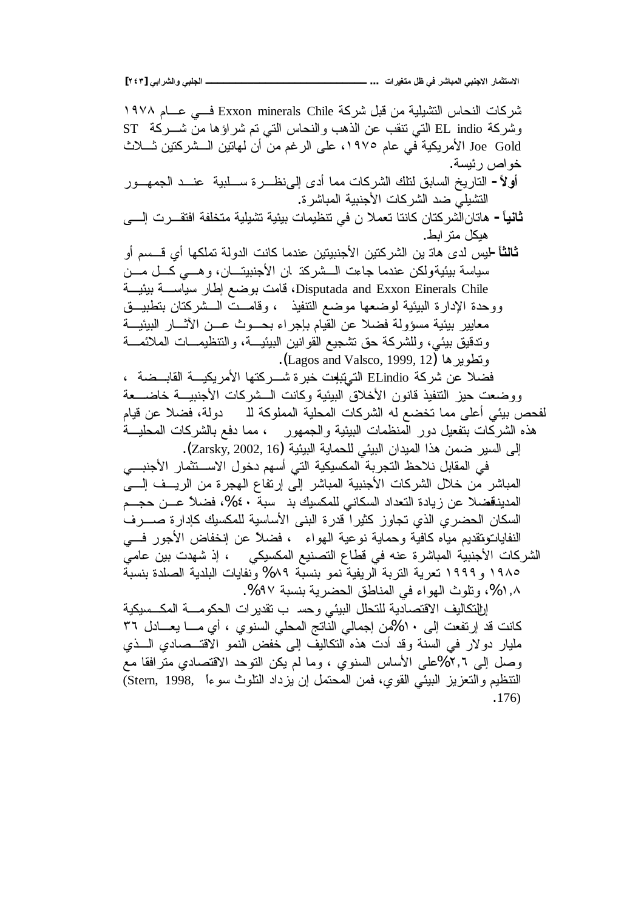شركات النحاس التشيلية من قبل شركة Exxon minerals Chile في عام ١٩٧٨ وشركة EL indio التي تنقب عن الذهب والنحاس التي تم شراؤها من شركة ST Joe Gold الأمريكية في عام ١٩٧٥، على الرغم من أن لهاتين الشركتين ثلاث خواص رئيسة.

**أولاً** – التاريخ السابق لتلك الشركات مما أدى إلى نظرة سلبية عند الجمهور التشيلي ضد الشركات الأجنبية المباشرة.

**ثانياً** – هاتان الشركتان كانتا تعملا ن في تنظيمات بيئية تشيلية متخلفة افتقرت إلى هيكل مترابط.

**ثالثاً** – ليس لدى هاتين الشركتين الأجنبيتين عندما كانت الدولة تملكها أي قسم أو سياسة بيئية ولكن عندما جاءت الشركتان الأجنبيتان، وهي كل من Disputada and Exxon Einerals Chile، قامت بوضع إطار سياسة بيئية ووحدة الإدارة البيئية لوضعها موضع التنفيذ ، وقامت الشركتان بتطبيق معايير بيئية مسؤولة فضلا عن القيام بإجراء بحوث عن الآثار البيئية وتدقيق بيئي، وللشركة حق تشجيع القوانين البيئية، والتنظيمات الملائمة وتطويرها (Lagos and Valsco, 1999, 12).

فضلا عن شركة ELindio التي تبنت خبرة شركتها الأمريكية القابضة ، ووضعت حيز التنفيذ قانون الأخلاق البيئية وكانت الشركات الأجنبية خاضعة لفحص بيئي أعلى مما تخضع له الشركات المحلية المملوكة للدولة، فضلا عن قيام هذه الشركات بتفعيل دور المنظمات البيئية والجمهور ، مما دفع بالشركات المحلية إلى السير ضمن هذا الميدان البيئي للحماية البيئية (Zarsky, 2002, 16).

في المقابل نلاحظ التجربة المكسيكية التي أسهم دخول الاستثمار الأجنبي المباشر من خلال الشركات الأجنبية المباشر إلى إرتفاع الهجرة من الريف إلى المدينة فضلا عن زيادة التعداد السكاني للمكسيك بنسبة ٤٠%، فضلاً عن حجم السكان الحضري الذي تجاوز كثيرا قدرة البنى الأساسية للمكسيك كإدارة صرف النفايات وتقديم مياه كافية وحماية نوعية الهواء ، فضلاً عن إنخفاض الأجور في الشركات الأجنبية المباشرة عنه في قطاع التصنيع المكسيكي ، إذ شهدت بين عامي ١٩٨٥ و١٩٩٩ تعرية التربة الريفية نمو بنسبة ٨٩% ونفايات البلدية الصلدة بنسبة ١,٨%، وتلوث الهواء في المناطق الحضرية بنسبة ٩٧%.

إن التكاليف الاقتصادية للتحلل البيئي وحسب تقديرات الحكومة المكسيكية كانت قد إرتفعت إلى ١٠% من إجمالي الناتج المحلي السنوي ، أي ما يعادل ٣٦ مليار دولار في السنة وقد أدت هذه التكاليف إلى خفض النمو الاقتصادي الذي وصل إلى ٢,٦% على الأساس السنوي ، وما لم يكن التوحد الاقتصادي مترافقا مع التنظيم والتعزيز البيئي القوي، فمن المحتمل إن يزداد التلوث سوءاً (Stern, 1998, 176).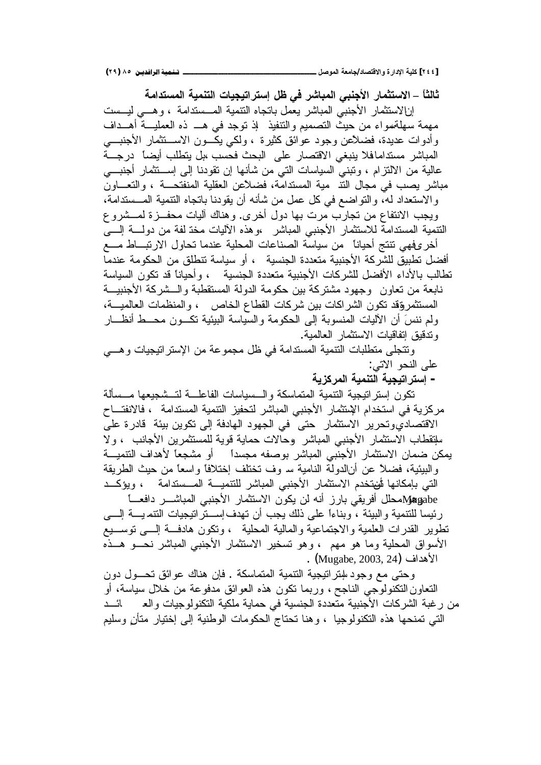### ثالثاً – الاستثمار الأجنبي المباشر في ظل إستراتيجيات التنمية المستدامة

إن الاستثمار الأجنبي المباشر يعمل باتجاه التنمية المستدامة ، وهي ليست مهمة سهلة سواء من حيث التصميم والتنفيذ إذ توجد في هذه العملية أهداف وأدوات عديدة، فضلا عن وجود عوائق كثيرة ، ولكي يكون الاستثمار الأجنبي المباشر مستداما فلا ينبغي الاقتصار على البحث فحسب ،بل يتطلب أيضاً درجة عالية من الالتزام ، وتبني السياسات التي من شأنها إن تقودنا إلى إستثمار أجنبي مباشر يصب في مجال التنمية المستدامة، فضلا عن العقلية المنفتحة ، والتعاون والاستعداد له، والتواضع في كل عمل من شأنه أن يقودنا باتجاه التنمية المستدامة، ويجب الانتفاع من تجارب مرت بها دول أخرى. وهناك آليات محفزة لمشروع التنمية المستدامة للاستثمار الأجنبي المباشر ،وهذه الآليات مختلفة من دولة إلى أخرى فهي تنتج أحياناً من سياسة الصناعات المحلية عندما تحاول الارتباط مع أفضل تطبيق للشركة الأجنبية متعددة الجنسية ، أو سياسة تنطلق من الحكومة عندما تطالب بالأداء الأفضل للشركات الأجنبية متعددة الجنسية ، وأحياناً قد تكون السياسة نابعة من تعاون وجهود مشتركة بين حكومة الدولة المستقطبة والشركة الأجنبية المستثمرة وقد تكون الشراكات بين شركات القطاع الخاص ، والمنظمات العالمية، ولم ننسَ أن الآليات المنسوبة إلى الحكومة والسياسة البيئية تكون محط أنظار وتدقيق إتفاقيات الاستثمار العالمية.

وتتجلى متطلبات التنمية المستدامة في ظل مجموعة من الإستراتيجيات وهي على النحو الاتي:

**- إستراتيجية التنمية المركزية**

تكون إستراتيجية التنمية المتماسكة والسياسات الفاعلة لتشجيعها مسألة مركزية في استخدام الإستثمار الأجنبي المباشر لتحفيز التنمية المستدامة ، فالانفتاح الاقتصادي وتحرير الاستثمار حتى في الجهود الهادفة إلى تكوين بيئة قادرة على استقطاب الاستثمار الأجنبي المباشر وحالات حماية قوية للمستثمرين الأجانب ، ولا يمكن ضمان الاستثمار الأجنبي المباشر بوصفه مجسداً أو مشجعاً لأهداف التنمية والبيئية، فضلاً عن أن الدولة النامية سوف تختلف إختلافاً واسعاً من حيث الطريقة التي بإمكانها أن تستخدم الاستثمار الأجنبي المباشر للتنمية المستدامة ، ويؤكد Mugabe محلل أفريقي بارز أنه لن يكون الاستثمار الأجنبي المباشر دافعاً رئيسا للتنمية والبيئة ، وبناءاً على ذلك يجب أن تهدف إستراتيجيات التنمية إلى تطوير القدرات العلمية والاجتماعية والمالية المحلية ، وتكون هادفة إلى توسيع الأسواق المحلية وما هو مهم ، وهو تسخير الاستثمار الأجنبي المباشر نحو هذه الأهداف (Mugabe, 2003, 24) .

وحتى مع وجود إستراتيجية التنمية المتماسكة . فإن هناك عوائق تحول دون التعاون التكنولوجي الناجح ، وربما تكون هذه العوائق مدفوعة من خلال سياسة، أو من رغبة الشركات الأجنبية متعددة الجنسية في حماية ملكية التكنولوجيات والعائد التي تمنحها هذه التكنولوجيا ، وهنا تحتاج الحكومات الوطنية إلى إختيار متأنٍ وسليم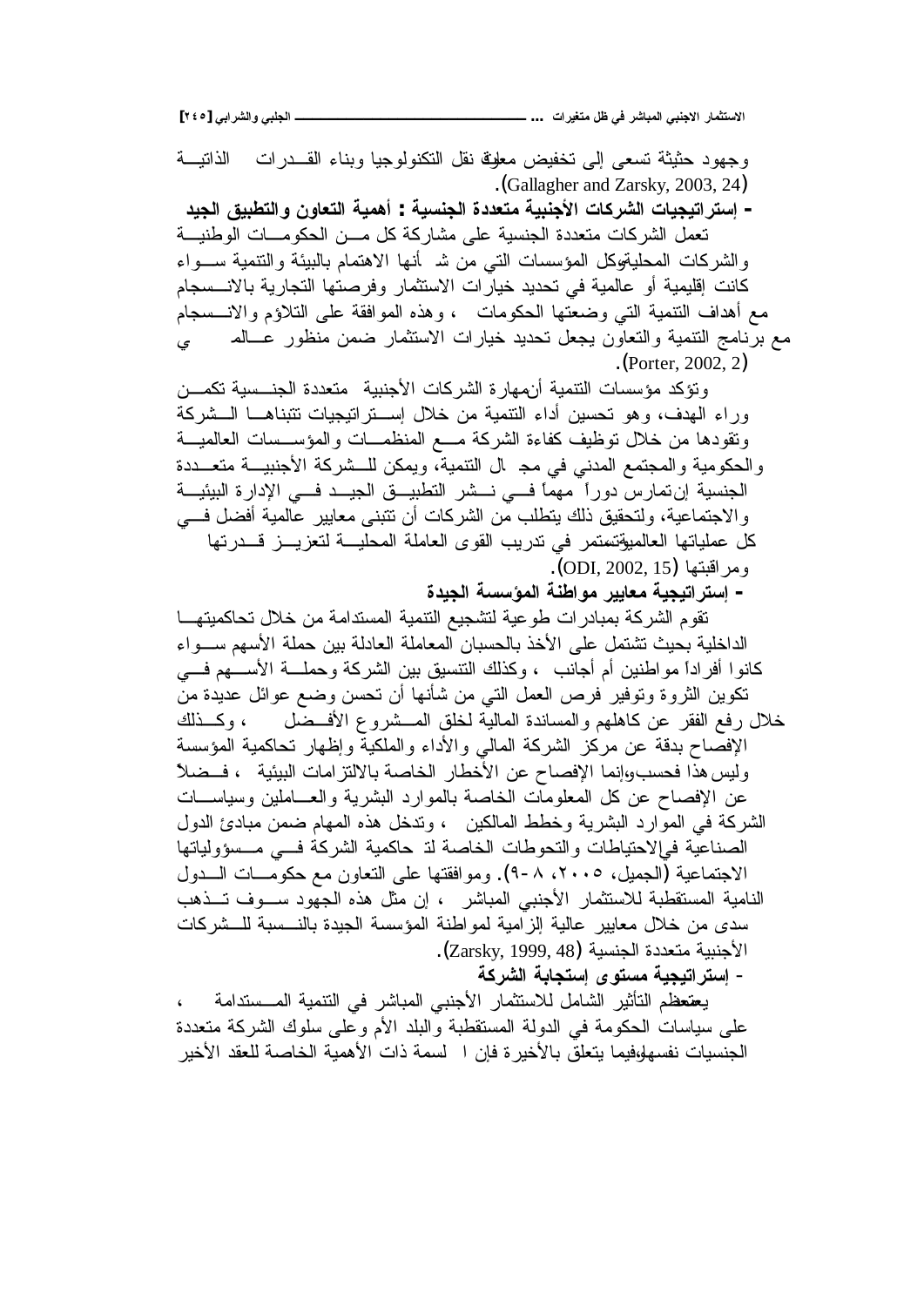وجهود حثيثة تسعى إلى تخفيض معوقات نقل التكنولوجيا وبناء القدرات الذاتية (Gallagher and Zarsky, 2003, 24).

**- إستراتيجيات الشركات الأجنبية متعددة الجنسية : أهمية التعاون والتطبيق الجيد**

تعمل الشركات متعددة الجنسية على مشاركة كل من الحكومات الوطنية والشركات المحلية وكل المؤسسات التي من شأنها الاهتمام بالبيئة والتنمية سواء كانت إقليمية أو عالمية في تحديد خيارات الاستثمار وفرصتها التجارية بالانسجام مع أهداف التنمية التي وضعتها الحكومات ، وهذه الموافقة على التلاؤم والانسجام مع برنامج التنمية والتعاون يجعل تحديد خيارات الاستثمار ضمن منظور عالمي (Porter, 2002, 2).

وتؤكد مؤسسات التنمية أن مهارة الشركات الأجنبية متعددة الجنسية تكمن وراء الهدف، وهو تحسين أداء التنمية من خلال إستراتيجيات تتبناها الشركة وتقودها من خلال توظيف كفاءة الشركة مع المنظمات والمؤسسات العالمية والحكومية والمجتمع المدني في مجال التنمية، ويمكن للشركة الأجنبية متعددة الجنسية إن تمارس دوراً مهماً في نشر التطبيق الجيد في الإدارة البيئية والاجتماعية، ولتحقيق ذلك يتطلب من الشركات أن تتبنى معايير عالمية أفضل في كل عملياتها العالمية وتستمر في تدريب القوى العاملة المحلية لتعزيز قدرتها ومراقبتها (ODI, 2002, 15).

**- إستراتيجية معايير مواطنة المؤسسة الجيدة**

تقوم الشركة بمبادرات طوعية لتشجيع التنمية المستدامة من خلال تحاكميتها الداخلية بحيث تشتمل على الأخذ بالحسبان المعاملة العادلة بين حملة الأسهم سواء كانوا أفراداً مواطنين أم أجانب ، وكذلك التنسيق بين الشركة وحملة الأسهم في تكوين الثروة وتوفير فرص العمل التي من شأنها أن تحسن وضع عوائل عديدة من خلال رفع الفقر عن كاهلهم والمساندة المالية لخلق المشروع الأفضل ، وكذلك الإفصاح بدقة عن مركز الشركة المالي والأداء والملكية وإظهار تحاكمية المؤسسة وليس هذا فحسب وإنما الإفصاح عن الأخطار الخاصة بالالتزامات البيئية ، فضلاً عن الإفصاح عن كل المعلومات الخاصة بالموارد البشرية والعاملين وسياسات الشركة في الموارد البشرية وخطط المالكين ، وتدخل هذه المهام ضمن مبادئ الدول الصناعية في الاحتياطات والتحوطات الخاصة لتحاكمية الشركة في مسؤولياتها الاجتماعية (الجميل، ٢٠٠٥، ٨-٩). وموافقتها على التعاون مع حكومات الدول النامية المستقطبة للاستثمار الأجنبي المباشر ، إن مثل هذه الجهود سوف تذهب سدى من خلال معايير عالية إلزامية لمواطنة المؤسسة الجيدة بالنسبة للشركات الأجنبية متعددة الجنسية (Zarsky, 1999, 48).

**- إستراتيجية مستوى إستجابة الشركة**

يعتمد معظم التأثير الشامل للاستثمار الأجنبي المباشر في التنمية المستدامة ، على سياسات الحكومة في الدولة المستقطبة والبلد الأم وعلى سلوك الشركة متعددة الجنسيات نفسها، وفيما يتعلق بالأخيرة فإن السمة ذات الأهمية الخاصة للعقد الأخير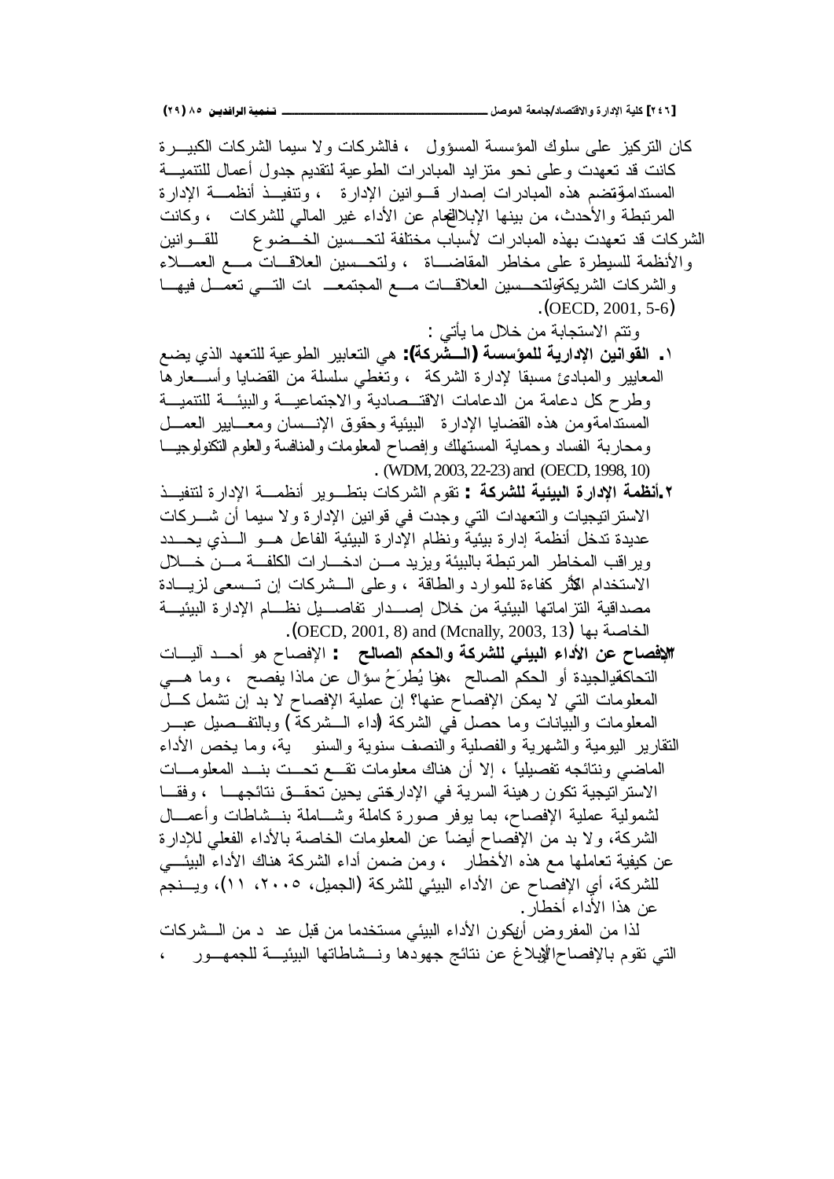كان التركيز على سلوك المؤسسة المسؤول ، فالشركات ولا سيما الشركات الكبيرة كانت قد تعهدت وعلى نحو متزايد المبادرات الطوعية لتقديم جدول أعمال للتنمية المستدامة، وتضم هذه المبادرات إصدار قوانين الإدارة ، وتنفيذ أنظمة الإدارة المرتبطة والأحدث، من بينها الإبلاغ العام عن الأداء غير المالي للشركات ، وكانت الشركات قد تعهدت بهذه المبادرات لأسباب مختلفة لتحسين الخضوع للقوانين والأنظمة للسيطرة على مخاطر المقاضاة ، ولتحسين العلاقات مع العملاء والشركات الشريكة، ولتحسين العلاقات مع المجتمعات التي تعمل فيها (OECD, 2001, 5-6).

وتتم الاستجابة من خلال ما يأتي :

١. **القوانين الإدارية للمؤسسة (الشركة):** هي التعابير الطوعية للتعهد الذي يضع المعايير والمبادئ مسبقا لإدارة الشركة ، وتغطي سلسلة من القضايا وأسعارها وطرح كل دعامة من الدعامات الاقتصادية والاجتماعية والبيئية للتنمية المستدامة، ومن هذه القضايا الإدارة البيئية وحقوق الإنسان ومعايير العمل ومحاربة الفساد وحماية المستهلك وإفصاح المعلومات والمنافسة والعلوم التكنولوجيا (WDM, 2003, 22-23) and (OECD, 1998, 10).
٢. **أنظمة الإدارة البيئية للشركة :** تقوم الشركات بتطوير أنظمة الإدارة لتنفيذ الاستراتيجيات والتعهدات التي وجدت في قوانين الإدارة ولا سيما أن شركات عديدة تدخل أنظمة إدارة بيئية ونظام الإدارة البيئية الفاعل هو الذي يحدد ويراقب المخاطر المرتبطة بالبيئة ويزيد من ادخارات الكلفة من خلال الاستخدام الأكثر كفاءة للموارد والطاقة ، وعلى الشركات إن تسعى لزيادة مصداقية التزاماتها البيئية من خلال إصدار تفاصيل نظام الإدارة البيئية الخاصة بها (OECD, 2001, 8) and (Mcnally, 2003, 13).
٣. **الإفصاح عن الأداء البيئي للشركة والحكم الصالح :** الإفصاح هو أحد آليات التحاكمية الجيدة أو الحكم الصالح ، وهنا يُطرَحُ سؤال عن ماذا يفصح ، وما هي المعلومات التي لا يمكن الإفصاح عنها؟ إن عملية الإفصاح لا بد إن تشمل كل المعلومات والبيانات وما حصل في الشركة (أداء الشركة) وبالتفصيل عبر التقارير اليومية والشهرية والفصلية والنصف سنوية والسنوية، وما يخص الأداء الماضي ونتائجه تفصيلياً ، إلا أن هناك معلومات تقع تحت بند المعلومات الاستراتيجية تكون رهينة السرية في الإدارة حتى يحين تحقق نتائجها ، وفقا لشمولية عملية الإفصاح، بما يوفر صورة كاملة وشاملة بنشاطات وأعمال الشركة، ولا بد من الإفصاح أيضاً عن المعلومات الخاصة بالأداء الفعلي للإدارة عن كيفية تعاملها مع هذه الأخطار ، ومن ضمن أداء الشركة هناك الأداء البيئي للشركة، أي الإفصاح عن الأداء البيئي للشركة (الجميل، ٢٠٠٥، ١١)، وينجم عن هذا الأداء أخطار.

لذا من المفروض أن يكون الأداء البيئي مستخدما من قبل عدد من الشركات التي تقوم بالإفصاح أو الإبلاغ عن نتائج جهودها ونشاطاتها البيئية للجمهور ،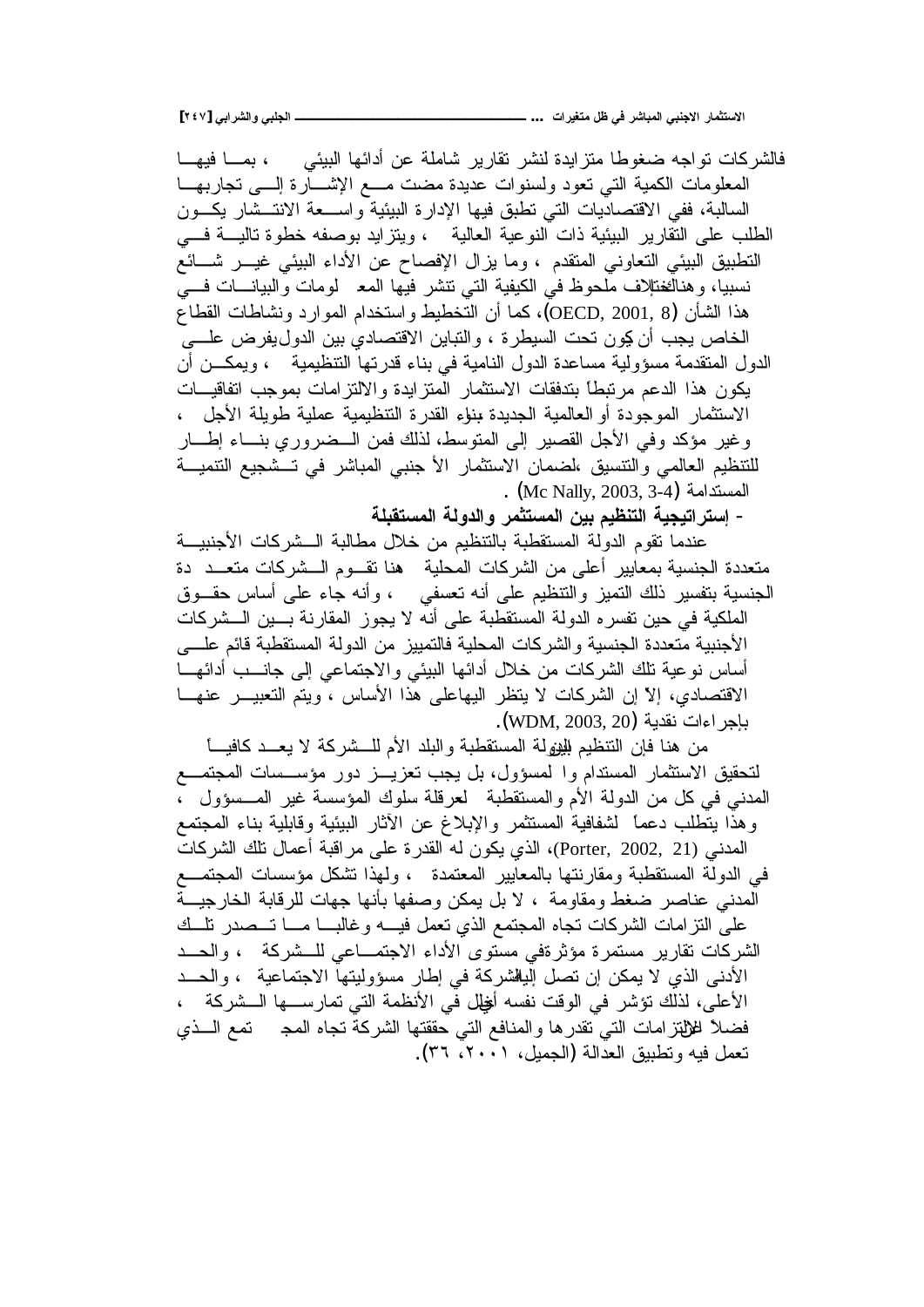فالشركات تواجه ضغوطا متزايدة لنشر تقارير شاملة عن أدائها البيئي ، بما فيها المعلومات الكمية التي تعود ولسنوات عديدة مضت مع الإشارة إلى تجاربها السالبة، ففي الاقتصاديات التي تطبق فيها الإدارة البيئية واسعة الانتشار يكون الطلب على التقارير البيئية ذات النوعية العالية ، ويتزايد بوصفه خطوة تالية في التطبيق البيئي التعاوني المتقدم ، وما يزال الإفصاح عن الأداء البيئي غير شائع نسبيا، وهناك اختلاف ملحوظ في الكيفية التي تنشر فيها المعلومات والبيانات في هذا الشأن (OECD, 2001, 8)، كما أن التخطيط واستخدام الموارد ونشاطات القطاع الخاص يجب أن يكون تحت السيطرة ، والتباين الاقتصادي بين الدول يفرض على الدول المتقدمة مسؤولية مساعدة الدول النامية في بناء قدرتها التنظيمية ، ويمكن أن يكون هذا الدعم مرتبطاً بتدفقات الاستثمار المتزايدة والالتزامات بموجب اتفاقيات الاستثمار الموجودة أو العالمية الجديدة بناء القدرة التنظيمية عملية طويلة الأجل ، وغير مؤكد وفي الأجل القصير إلى المتوسط، لذلك فمن الضروري بناء إطار للتنظيم العالمي والتنسيق ،لضمان الاستثمار الأجنبي المباشر في تشجيع التنمية المستدامة (Mc Nally, 2003, 3-4) .

**- إستراتيجية التنظيم بين المستثمر والدولة المستقبلة**

عندما تقوم الدولة المستقطبة بالتنظيم من خلال مطالبة الشركات الأجنبية متعددة الجنسية بمعايير أعلى من الشركات المحلية هنا تقوم الشركات متعددة الجنسية بتفسير ذلك التميز والتنظيم على أنه تعسفي ، وأنه جاء على أساس حقوق الملكية في حين تفسره الدولة المستقطبة على أنه لا يجوز المقارنة بين الشركات الأجنبية متعددة الجنسية والشركات المحلية فالتمييز من الدولة المستقطبة قائم على أساس نوعية تلك الشركات من خلال أدائها البيئي والاجتماعي إلى جانب أدائها الاقتصادي، إلا إن الشركات لا ينظر اليها على هذا الأساس ، ويتم التعبير عنها بإجراءات نقدية (WDM, 2003, 20).

من هنا فإن التنظيم بين الدولة المستقطبة والبلد الأم للشركة لا يعد كافياً لتحقيق الاستثمار المستدام والمسؤول، بل يجب تعزيز دور مؤسسات المجتمع المدني في كل من الدولة الأم والمستقطبة لعرقلة سلوك المؤسسة غير المسؤول ، وهذا يتطلب دعماً لشفافية المستثمر والإبلاغ عن الآثار البيئية وقابلية بناء المجتمع المدني (Porter, 2002, 21)، الذي يكون له القدرة على مراقبة أعمال تلك الشركات في الدولة المستقطبة ومقارنتها بالمعايير المعتمدة ، ولهذا تشكل مؤسسات المجتمع المدني عناصر ضغط ومقاومة ، لا بل يمكن وصفها بأنها جهات للرقابة الخارجية على التزامات الشركات تجاه المجتمع الذي تعمل فيه وغالبا ما تصدر تلك الشركات تقارير مستمرة مؤثرة في مستوى الأداء الاجتماعي للشركة ، والحد الأدنى الذي لا يمكن إن تصل إليه الشركة في إطار مسؤوليتها الاجتماعية ، والحد الأعلى، لذلك تؤشر في الوقت نفسه أوجه الخلل في الأنظمة التي تمارسها الشركة ، فضلاً عن الالتزامات التي تقدرها والمنافع التي حققتها الشركة تجاه المجتمع الذي تعمل فيه وتطبيق العدالة (الجميل، ٢٠٠١، ٣٦).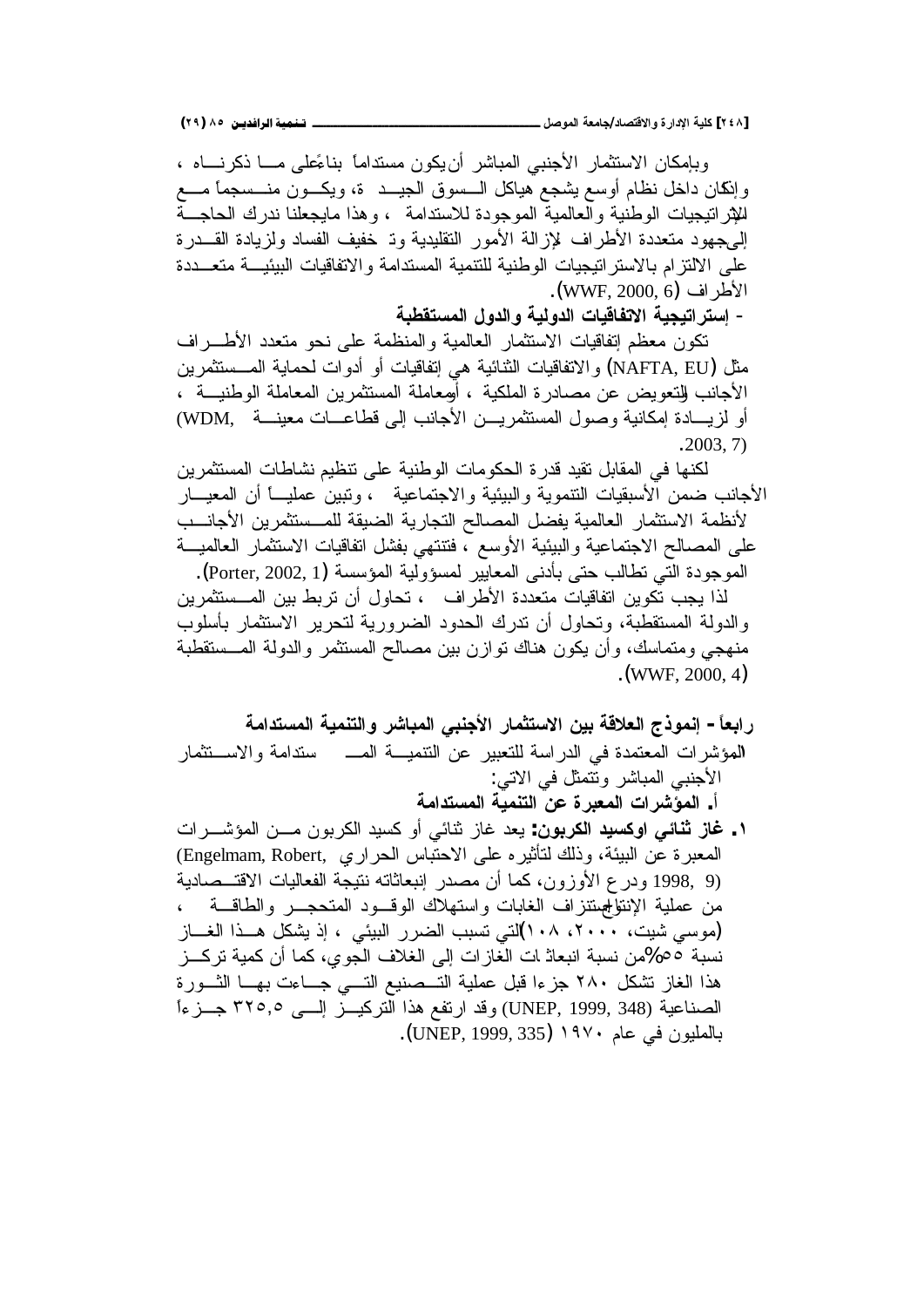وبإمكان الاستثمار الأجنبي المباشر أن يكون مستداماً بناءً على ما ذكرناه ، وإنكان داخل نظام أوسع يشجع هياكل السوق الجيدة، ويكون منسجماً مع للإستراتيجيات الوطنية والعالمية الموجودة للاستدامة ، وهذا مايجعلنا ندرك الحاجة إلىجهود متعددة الأطراف لإزالة الأمور التقليدية وت خفيف الفساد ولزيادة القدرة على الالتزام بالاستراتيجيات الوطنية للتنمية المستدامة والاتفاقيات البيئية متعددة الأطراف (WWF, 2000, 6).

**- إستراتيجية الاتفاقيات الدولية والدول المستقطبة**

تكون معظم إتفاقيات الاستثمار العالمية والمنظمة على نحو متعدد الأطراف مثل (NAFTA, EU) والاتفاقيات الثنائية هي إتفاقيات أو أدوات لحماية المستثمرين الأجانب للتعويض عن مصادرة الملكية ، أومعاملة المستثمرين المعاملة الوطنية ، أو لزيادة إمكانية وصول المستثمرين الأجانب إلى قطاعات معينة (WDM, 2003, 7).

لكنها في المقابل تقيد قدرة الحكومات الوطنية على تنظيم نشاطات المستثمرين الأجانب ضمن الأسبقيات التنموية والبيئية والاجتماعية ، وتبين عملياً أن المعيار لأنظمة الاستثمار العالمية يفضل المصالح التجارية الضيقة للمستثمرين الأجانب على المصالح الاجتماعية والبيئية الأوسع ، فتنتهي بفشل اتفاقيات الاستثمار العالمية الموجودة التي تطالب حتى بأدنى المعايير لمسؤولية المؤسسة (Porter, 2002, 1).

لذا يجب تكوين اتفاقيات متعددة الأطراف ، تحاول أن تربط بين المستثمرين والدولة المستقطبة، وتحاول أن تدرك الحدود الضرورية لتحرير الاستثمار بأسلوب منهجي ومتماسك، وأن يكون هناك توازن بين مصالح المستثمر والدولة المستقطبة (WWF, 2000, 4).

## رابعاً - إنموذج العلاقة بين الاستثمار الأجنبي المباشر والتنمية المستدامة

المؤشرات المعتمدة في الدراسة للتعبير عن التنمية المستدامة والاستثمار الأجنبي المباشر وتتمثل في الاتي:

### أ. المؤشرات المعبرة عن التنمية المستدامة

١. **غاز ثنائي اوكسيد الكربون:** يعد غاز ثنائي أو كسيد الكربون من المؤشرات المعبرة عن البيئة، وذلك لتأثيره على الاحتباس الحراري (Engelmam, Robert, 1998, 9) ودرع الأوزون، كما أن مصدر إنبعاثاته نتيجة الفعاليات الاقتصادية من عملية الإنتاج واستنزاف الغابات واستهلاك الوقود المتحجر والطاقة ، (موسي شيت، ٢٠٠٠، ١٠٨)التي تسبب الضرر البيئي ، إذ يشكل هذا الغاز نسبة ٥٥%من نسبة انبعاثات الغازات إلى الغلاف الجوي، كما أن كمية تركز هذا الغاز تشكل ٢٨٠ جزءا قبل عملية التصنيع التي جاءت بها الثورة الصناعية (UNEP, 1999, 348) وقد ارتفع هذا التركيز إلى ٣٢٥,٥ جزءاً بالمليون في عام ١٩٧٠ (UNEP, 1999, 335).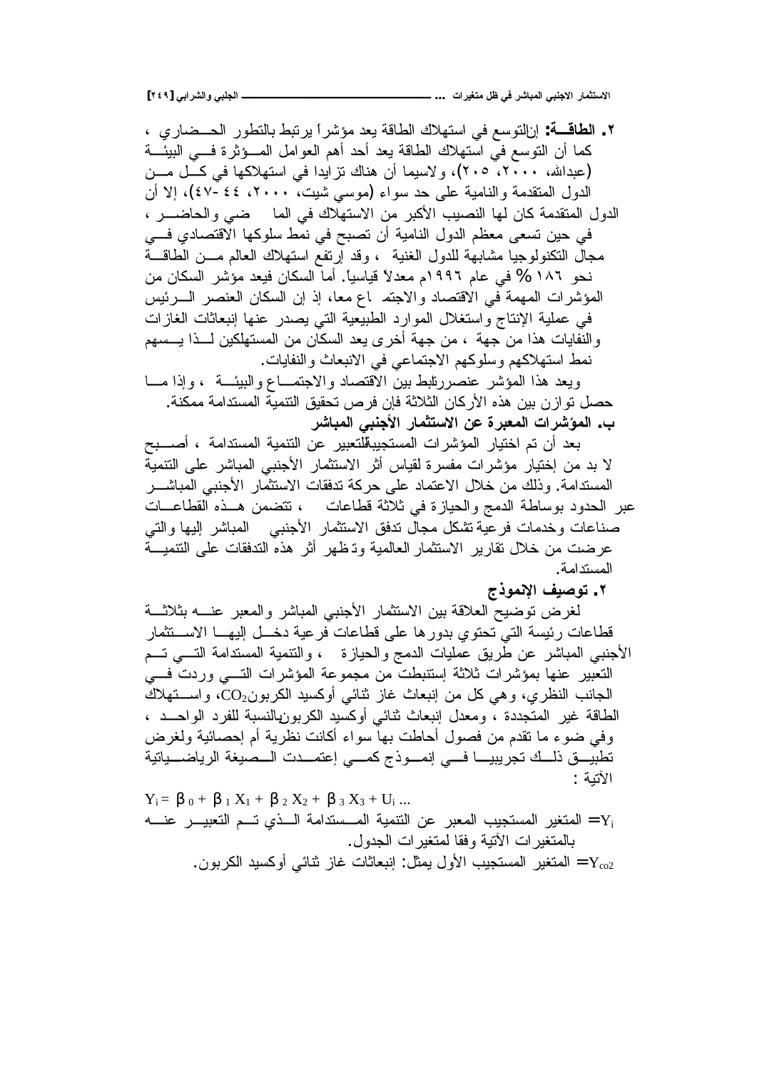**٢. الطاقـــة:** إنالتوسع في استهلاك الطاقة يعد مؤشراً يرتبط بالتطور الحـــضاري ، كما أن التوسع في استهلاك الطاقة يعد أحد أهم العوامل المـــؤثرة فـــي البيئـــة (عبدالله، ٢٠٠٠، ٢٠٥)، ولاسيما أن هناك تزايدا في استهلاكها في كـــل مـــن الدول المتقدمة والنامية على حد سواء (موسي شيت، ٢٠٠٠، ٤٤ -٤٧)، إلا أن الدول المتقدمة كان لها النصيب الأكبر من الاستهلاك في الما ضي والحاضـــر ، في حين تسعى معظم الدول النامية أن تصبح في نمط سلوكها الاقتصادي فـــي مجال التكنولوجيا مشابهة للدول الغنية ، وقد إرتفع استهلاك العالم مـــن الطاقـــة نحو ١٨٦ % في عام ١٩٩٦م معدلاً قياسياً. أما السكان فيعد مؤشر السكان من المؤشرات المهمة في الاقتصاد والاجتما ع معا، إذ إن السكان العنصر الـــرئيس في عملية الإنتاج واستغلال الموارد الطبيعية التي يصدر عنها إنبعاثات الغازات والنفايات هذا من جهة ، من جهة أخرى يعد السكان من المستهلكين لـــذا يـــسهم نمط استهلاكهم وسلوكهم الاجتماعي في الانبعاث والنفايات.

ويعد هذا المؤشر عنصررتبط بين الاقتصاد والاجتمـــاع والبيئـــة ، وإذا مـــا حصل توازن بين هذه الأركان الثلاثة فإن فرص تحقيق التنمية المستدامة ممكنة.

**ب. المؤشرات المعبرة عن الاستثمار الأجنبي المباشر**

بعد أن تم اختيار المؤشرات المستجيبةللتعبير عن التنمية المستدامة ، أصـــبح لا بد من إختيار مؤشرات مفسرة لقياس أثر الاستثمار الأجنبي المباشر على التنمية المستدامة. وذلك من خلال الاعتماد على حركة تدفقات الاستثمار الأجنبي المباشـــر عبر الحدود بوساطة الدمج والحيازة في ثلاثة قطاعات ، تتضمن هـــذه القطاعـــات صناعات وخدمات فرعية تشكل مجال تدفق الاستثمار الأجنبي المباشر إليها والتي عرضت من خلال تقارير الاستثمار العالمية وتظهر أثر هذه التدفقات على التنميـــة المستدامة.

**٢. توصيف الإنموذج**

لغرض توضيح العلاقة بين الاستثمار الأجنبي المباشر والمعبر عنـــه بثلاثـــة قطاعات رئيسة التي تحتوي بدورها على قطاعات فرعية دخـــل إليهـــا الاســـتثمار الأجنبي المباشر عن طريق عمليات الدمج والحيازة ، والتنمية المستدامة التـــي تـــم التعبير عنها بمؤشرات ثلاثة إستنبطت من مجموعة المؤشرات التـــي وردت فـــي الجانب النظري، وهي كل من إنبعاث غاز ثنائي أوكسيد الكربون$CO_2$، واســـتهلاك الطاقة غير المتجددة ، ومعدل إنبعاث ثنائي أوكسيد الكربونبالنسبة للفرد الواحـــد ، وفي ضوء ما تقدم من فصول أحاطت بها سواء أكانت نظرية أم إحصائية ولغرض تطبيـــق ذلـــك تجريبيـــا فـــي إنمـــوذج كمـــي إعتمـــدت الـــصيغة الرياضـــياتية الآتية :

$$Y_i = \beta_0 + \beta_1 X_1 + \beta_2 X_2 + \beta_3 X_3 + U_i \ldots$$

$Y_i$= المتغير المستجيب المعبر عن التنمية المـــستدامة الـــذي تـــم التعبيـــر عنـــه بالمتغيرات الآتية وفقا لمتغيرات الجدول.

$Y_{co2}$= المتغير المستجيب الأول يمثل: إنبعاثات غاز ثنائي أوكسيد الكربون.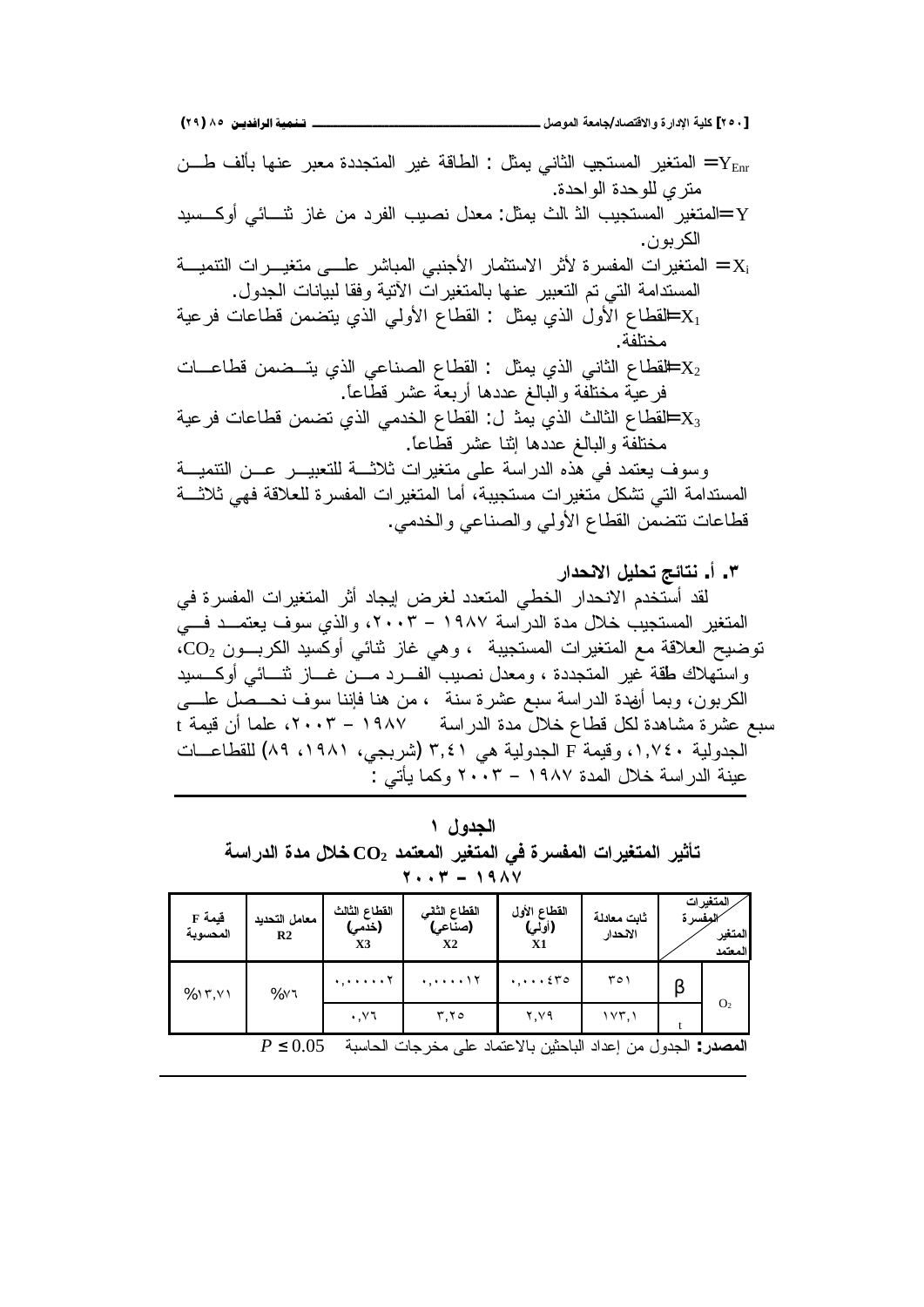$Y_{Enr}$= المتغير المستجيب الثاني يمثل : الطاقة غير المتجددة معبر عنها بألف طن متري للوحدة الواحدة.

Y=المتغير المستجيب الثالث يمثل: معدل نصيب الفرد من غاز ثنائي أوكسيد الكربون.

$X_i$= المتغيرات المفسرة لأثر الاستثمار الأجنبي المباشر على متغيرات التنمية المستدامة التي تم التعبير عنها بالمتغيرات الآتية وفقا لبيانات الجدول.

$X_1$=القطاع الأول الذي يمثل : القطاع الأولي الذي يتضمن قطاعات فرعية مختلفة.

$X_2$=القطاع الثاني الذي يمثل : القطاع الصناعي الذي يتضمن قطاعات فرعية مختلفة والبالغ عددها أربعة عشر قطاعاً.

$X_3$=القطاع الثالث الذي يمثل: القطاع الخدمي الذي تضمن قطاعات فرعية مختلفة والبالغ عددها إثنا عشر قطاعاً.

وسوف يعتمد في هذه الدراسة على متغيرات ثلاثة للتعبير عن التنمية المستدامة التي تشكل متغيرات مستجيبة، أما المتغيرات المفسرة للعلاقة فهي ثلاثة قطاعات تتضمن القطاع الأولي والصناعي والخدمي.

### ٣. أ. نتائج تحليل الانحدار

لقد أستخدم الانحدار الخطي المتعدد لغرض إيجاد أثر المتغيرات المفسرة في المتغير المستجيب خلال مدة الدراسة ١٩٨٧ – ٢٠٠٣، والذي سوف يعتمد في توضيح العلاقة مع المتغيرات المستجيبة ، وهي غاز ثنائي أوكسيد الكربون $CO_2$، واستهلاك طاقة غير المتجددة ، ومعدل نصيب الفرد من غاز ثنائي أوكسيد الكربون، وبما أن مدة الدراسة سبع عشرة سنة ، من هنا فإننا سوف نحصل على سبع عشرة مشاهدة لكل قطاع خلال مدة الدراسة ١٩٨٧ – ٢٠٠٣، علما أن قيمة t الجدولية ١,٧٤٠، وقيمة F الجدولية هي ٣,٤١ (شربجي، ١٩٨١، ٨٩) للقطاعات عينة الدراسة خلال المدة ١٩٨٧ – ٢٠٠٣ وكما يأتي :

**الجدول ١**

**تأثير المتغيرات المفسرة في المتغير المعتمد $CO_2$ خلال مدة الدراسة ١٩٨٧ – ٢٠٠٣**

| المتغير المعتمد | المتغيرات المفسرة | ثابت معادلة الانحدار | القطاع الأول (أولي) X1 | القطاع الثاني (صناعي) X2 | القطاع الثالث (خدمي) X3 | معامل التحديد R2 | قيمة F المحسوبة |
|---|---|---|---|---|---|---|---|
| $O_2$ | β | ٣٥١ | ٠,٠٠٠٤٣٥ | ٠,٠٠٠٠١٢ | ٠,٠٠٠٠٠٢ | %٧٦ | %١٣,٧١ |
| | t | ١٧٣,١ | ٢,٧٩ | ٣,٢٥ | ٠,٧٦ | | |

**المصدر:** الجدول من إعداد الباحثين بالاعتماد على مخرجات الحاسبة $P \leq 0.05$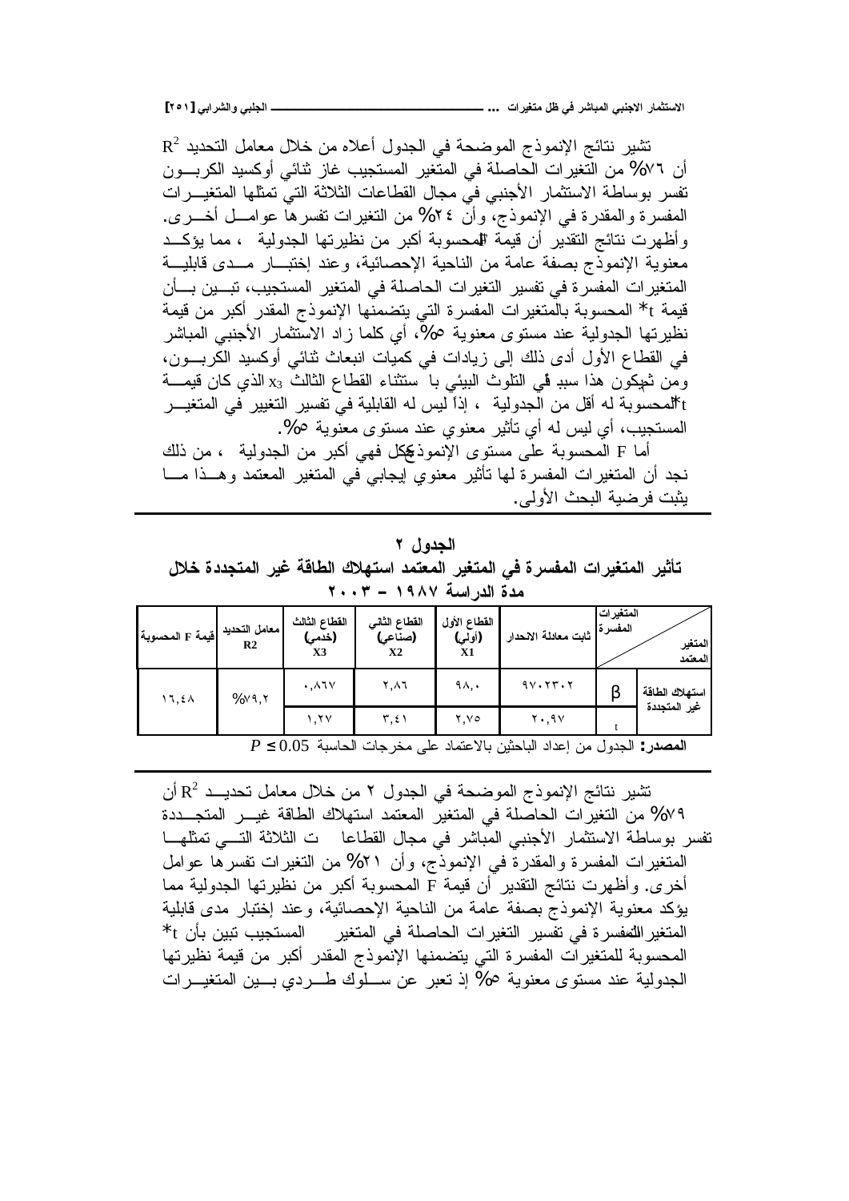تشير نتائج الإنموذج الموضحة في الجدول أعلاه من خلال معامل التحديد $R^2$ أن ٧٦% من التغيرات الحاصلة في المتغير المستجيب غاز ثنائي أوكسيد الكربون تفسر بوساطة الاستثمار الأجنبي في مجال القطاعات الثلاثة التي تمثلها المتغيرات المفسرة والمقدرة في الإنموذج، وأن ٢٤% من التغيرات تفسرها عوامل أخرى. وأظهرت نتائج التقدير أن قيمة F المحسوبة أكبر من نظيرتها الجدولية ، مما يؤكد معنوية الإنموذج بصفة عامة من الناحية الإحصائية، وعند إختبار مدى قابلية المتغيرات المفسرة في تفسير التغيرات الحاصلة في المتغير المستجيب، تبين بأن قيمة t* المحسوبة بالمتغيرات المفسرة التي يتضمنها الإنموذج المقدر أكبر من قيمة نظيرتها الجدولية عند مستوى معنوية ٥%، أي كلما زاد الاستثمار الأجنبي المباشر في القطاع الأول أدى ذلك إلى زيادات في كميات انبعاث ثنائي أوكسيد الكربون، ومن ثم يكون هذا سبباً في التلوث البيئي با ستثناء القطاع الثالث $x_3$ الذي كان قيمة t* المحسوبة له أقل من الجدولية ، إذاً ليس له القابلية في تفسير التغيير في المتغير المستجيب، أي ليس له أي تأثير معنوي عند مستوى معنوية ٥%.

أما F المحسوبة على مستوى الإنموذج ككل فهي أكبر من الجدولية ، من ذلك نجد أن المتغيرات المفسرة لها تأثير معنوي إيجابي في المتغير المعتمد وهذا ما يثبت فرضية البحث الأولى.

**الجدول ٢**

**تأثير المتغيرات المفسرة في المتغير المعتمد استهلاك الطاقة غير المتجددة خلال مدة الدراسة ١٩٨٧ – ٢٠٠٣**

| المتغير المعتمد | المتغيرات المفسرة | ثابت معادلة الانحدار | القطاع الأول (أولي) X1 | القطاع الثاني (صناعي) X2 | القطاع الثالث (خدمي) X3 | معامل التحديد R2 | قيمة F المحسوبة |
|---|---|---|---|---|---|---|---|
| استهلاك الطاقة غير المتجددة | β | ٩٧٠٢٣٠٢ | ٩٨,٠ | ٢,٨٦ | ٠,٨٦٧ | %٧٩,٢ | ١٦,٤٨ |
| | t | ٢٠,٩٧ | ٢,٧٥ | ٣,٤١ | ١,٢٧ | | |

**المصدر:** الجدول من إعداد الباحثين بالاعتماد على مخرجات الحاسبة $P \leq 0.05$

تشير نتائج الإنموذج الموضحة في الجدول ٢ من خلال معامل تحديد $R^2$ أن ٧٩% من التغيرات الحاصلة في المتغير المعتمد استهلاك الطاقة غير المتجددة تفسر بوساطة الاستثمار الأجنبي المباشر في مجال القطاعات الثلاثة التي تمثلها المتغيرات المفسرة والمقدرة في الإنموذج، وأن ٢١% من التغيرات تفسرها عوامل أخرى. وأظهرت نتائج التقدير أن قيمة F المحسوبة أكبر من نظيرتها الجدولية مما يؤكد معنوية الإنموذج بصفة عامة من الناحية الإحصائية، وعند إختبار مدى قابلية المتغيرات المفسرة في تفسير التغيرات الحاصلة في المتغير المستجيب تبين بأن t* المحسوبة للمتغيرات المفسرة التي يتضمنها الإنموذج المقدر أكبر من قيمة نظيرتها الجدولية عند مستوى معنوية ٥% إذ تعبر عن سلوك طردي بين المتغيرات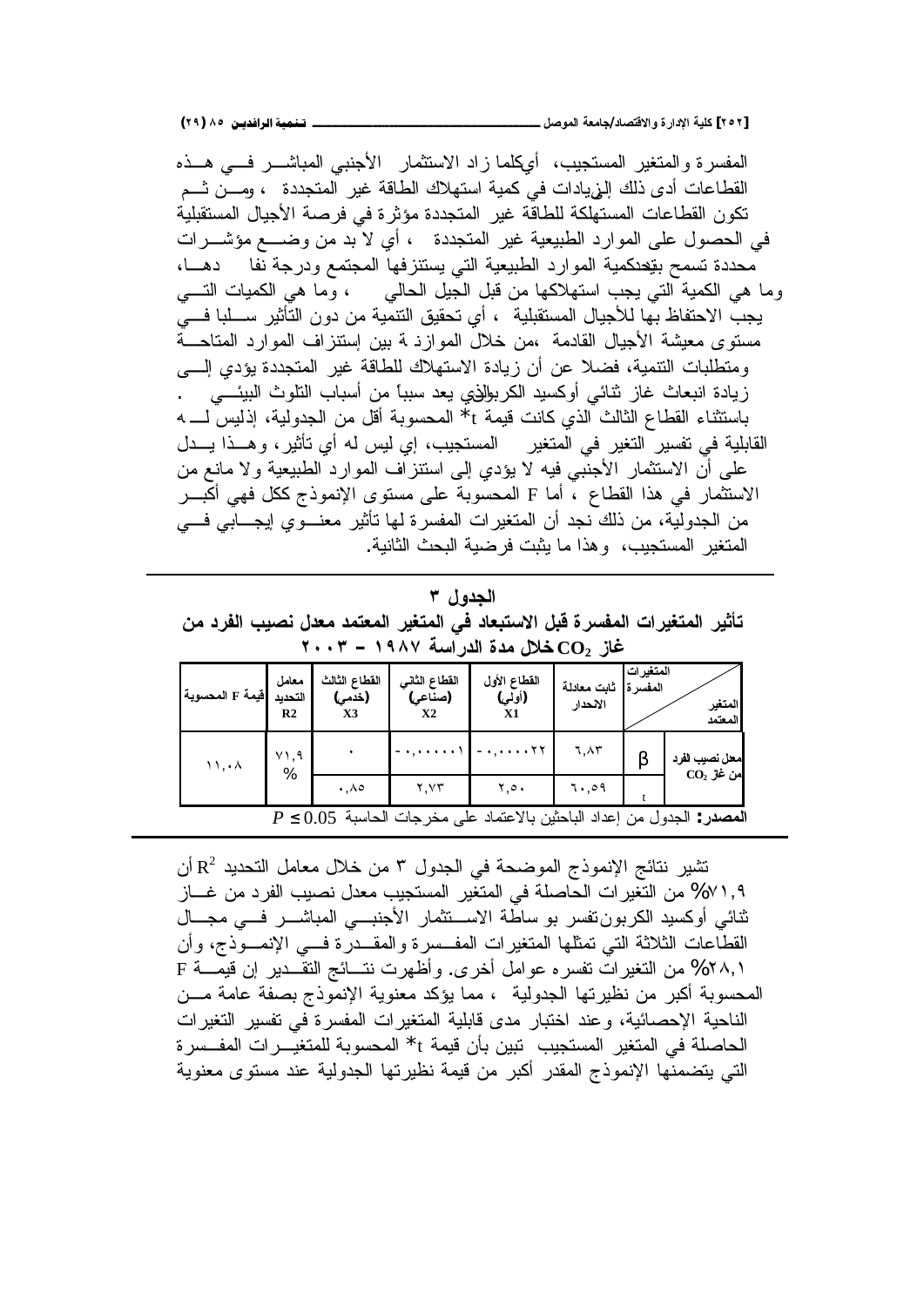المفسرة والمتغير المستجيب، أيكلما زاد الاستثمار الأجنبي المباشر في هذه القطاعات أدى ذلك إلىزيادات في كمية استهلاك الطاقة غير المتجددة ، ومن ثم تكون القطاعات المستهلكة للطاقة غير المتجددة مؤثرة في فرصة الأجيال المستقبلية في الحصول على الموارد الطبيعية غير المتجددة ، أي لا بد من وضع مؤشرات محددة تسمح بتحكمية الموارد الطبيعية التي يستنزفها المجتمع ودرجة نفادها، وما هي الكمية التي يجب استهلاكها من قبل الجيل الحالي ، وما هي الكميات التي يجب الاحتفاظ بها للأجيال المستقبلية ، أي تحقيق التنمية من دون التأثير سلبا في مستوى معيشة الأجيال القادمة ،من خلال الموازنة بين إستنزاف الموارد المتاحة ومتطلبات التنمية، فضلا عن أن زيادة الاستهلاك للطاقة غير المتجددة يؤدي إلى زيادة انبعاث غاز ثنائي أوكسيد الكربونالذي يعد سبباً من أسباب التلوث البيئي . باستثناء القطاع الثالث الذي كانت قيمة t* المحسوبة أقل من الجدولية، إذليس له القابلية في تفسير التغير في المتغير المستجيب، إي ليس له أي تأثير، وهذا يدل على أن الاستثمار الأجنبي فيه لا يؤدي إلى استنزاف الموارد الطبيعية ولا مانع من الاستثمار في هذا القطاع ، أما F المحسوبة على مستوى الإنموذج ككل فهي أكبر من الجدولية، من ذلك نجد أن المتغيرات المفسرة لها تأثير معنوي إيجابي في المتغير المستجيب، وهذا ما يثبت فرضية البحث الثانية.

**الجدول ٣**

**تأثير المتغيرات المفسرة قبل الاستبعاد في المتغير المعتمد معدل نصيب الفرد من غاز $CO_2$ خلال مدة الدراسة ١٩٨٧ – ٢٠٠٣**

| المتغير المعتمد \ المتغيرات المفسرة | | ثابت معادلة الانحدار | القطاع الأول (أولي) X1 | القطاع الثاني (صناعي) X2 | القطاع الثالث (خدمي) X3 | معامل التحديد R2 | قيمة F المحسوبة |
|---|---|---|---|---|---|---|---|
| معدل نصيب الفرد من غاز $CO_2$ | β | ٦,٨٣ | -٠,٠٠٠٠٠٢٢ | -٠,٠٠٠٠٠٠١ | ٠ | ٧١,٩ % | ١١,٠٨ |
| | t | ٦٠,٥٩ | ٢,٥٠ | ٢,٧٣ | ٠,٨٥ | | |

**المصدر:** الجدول من إعداد الباحثين بالاعتماد على مخرجات الحاسبة $P \leq 0.05$

تشير نتائج الإنموذج الموضحة في الجدول ٣ من خلال معامل التحديد $R^2$ أن ٧١,٩% من التغيرات الحاصلة في المتغير المستجيب معدل نصيب الفرد من غاز ثنائي أوكسيد الكربونتفسر بوساطة الاستثمار الأجنبي المباشر في مجال القطاعات الثلاثة التي تمثلها المتغيرات المفسرة والمقدرة في الإنموذج، وأن ٢٨,١% من التغيرات تفسره عوامل أخرى. وأظهرت نتائج التقدير إن قيمة F المحسوبة أكبر من نظيرتها الجدولية ، مما يؤكد معنوية الإنموذج بصفة عامة من الناحية الإحصائية، وعند اختبار مدى قابلية المتغيرات المفسرة في تفسير التغيرات الحاصلة في المتغير المستجيب تبين بأن قيمة t* المحسوبة للمتغيرات المفسرة التي يتضمنها الإنموذج المقدر أكبر من قيمة نظيرتها الجدولية عند مستوى معنوية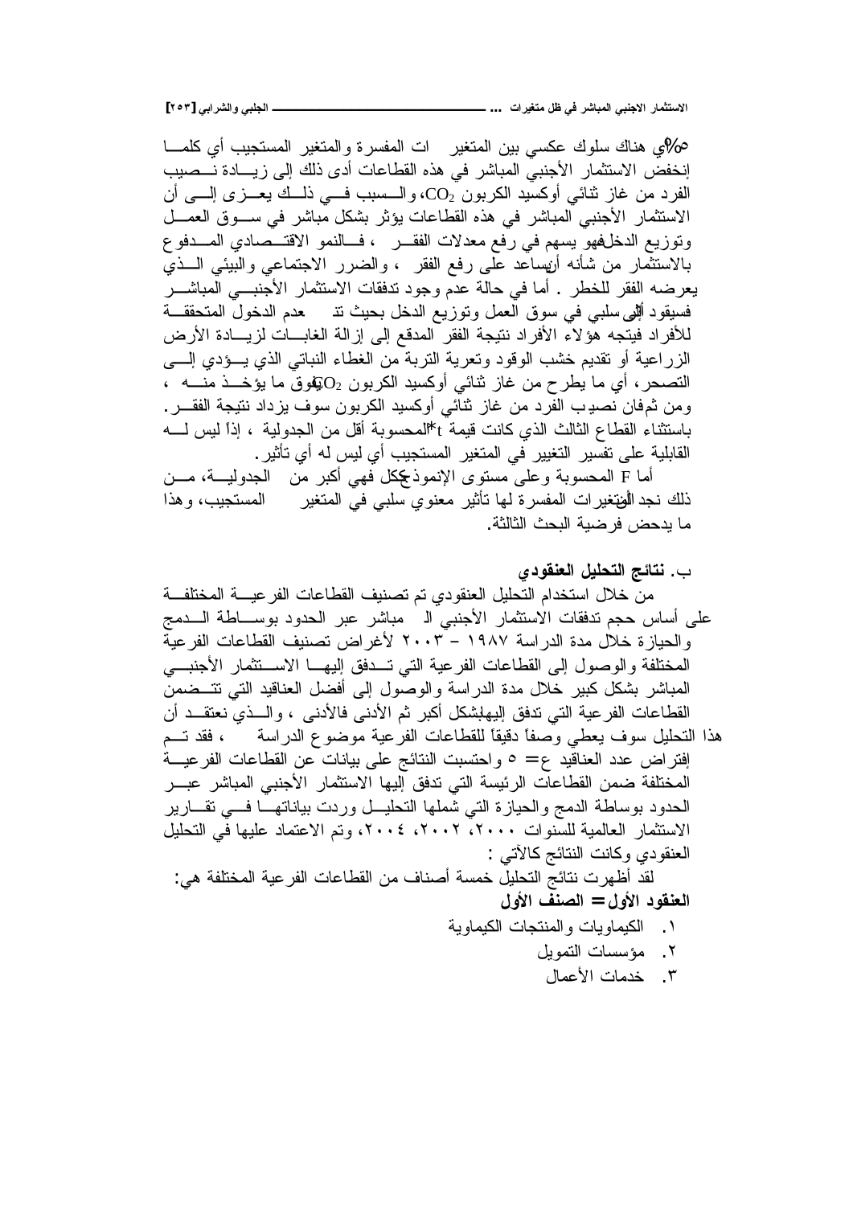5%، أي هناك سلوك عكسي بين المتغيرات المفسرة والمتغير المستجيب أي كلما إنخفض الاستثمار الأجنبي المباشر في هذه القطاعات أدى ذلك إلى زيادة نصيب الفرد من غاز ثنائي أوكسيد الكربون $CO_2$، والسبب في ذلك يعزى إلى أن الاستثمار الأجنبي المباشر في هذه القطاعات يؤثر بشكل مباشر في سوق العمل وتوزيع الدخل فهو يسهم في رفع معدلات الفقر ، فالنمو الاقتصادي المدفوع بالاستثمار من شأنه أن يساعد على رفع الفقر ، والضرر الاجتماعي والبيئي الذي يعرضه الفقر للخطر . أما في حالة عدم وجود تدفقات الاستثمار الأجنبي المباشر فسيقود ألى سلبي في سوق العمل وتوزيع الدخل بحيث تتدنى الدخول المتحققة للأفراد فيتجه هؤلاء الأفراد نتيجة الفقر المدقع إلى إزالة الغابات لزيادة الأرض الزراعية أو تقديم خشب الوقود وتعرية التربة من الغطاء النباتي الذي يؤدي إلى التصحر، أي ما يطرح من غاز ثنائي أوكسيد الكربون $CO_2$ يفوق ما يؤخذ منه ، ومن ثم فان نصيب الفرد من غاز ثنائي أوكسيد الكربون سوف يزداد نتيجة الفقر. باستثناء القطاع الثالث الذي كانت قيمة $t^*$ المحسوبة أقل من الجدولية ، إذاً ليس له القابلية على تفسير التغيير في المتغير المستجيب أي ليس له أي تأثير.

أما F المحسوبة وعلى مستوى الإنموذج ككل فهي أكبر من الجدولية، من ذلك نجد أن المتغيرات المفسرة لها تأثير معنوي سلبي في المتغير المستجيب، وهذا ما يدحض فرضية البحث الثالثة.

**ب. نتائج التحليل العنقودي**

من خلال استخدام التحليل العنقودي تم تصنيف القطاعات الفرعية المختلفة على أساس حجم تدفقات الاستثمار الأجنبي المباشر عبر الحدود بوساطة الدمج والحيازة خلال مدة الدراسة ١٩٨٧ – ٢٠٠٣ لأغراض تصنيف القطاعات الفرعية المختلفة والوصول إلى القطاعات الفرعية التي تتدفق إليها الاستثمار الأجنبي المباشر بشكل كبير خلال مدة الدراسة والوصول إلى أفضل العناقيد التي تتضمن القطاعات الفرعية التي تدفق إليها بشكل أكبر ثم الأدنى فالأدنى ، والذي نعتقد أن هذا التحليل سوف يعطي وصفاً دقيقاً للقطاعات الفرعية موضوع الدراسة ، فقد تم إفتراض عدد العناقيد ع= ٥ واحتسبت النتائج على بيانات عن القطاعات الفرعية المختلفة ضمن القطاعات الرئيسة التي تدفق إليها الاستثمار الأجنبي المباشر عبر الحدود بوساطة الدمج والحيازة التي شملها التحليل وردت بياناتها في تقارير الاستثمار العالمية للسنوات ٢٠٠٠، ٢٠٠٢، ٢٠٠٤، وتم الاعتماد عليها في التحليل العنقودي وكانت النتائج كالآتي :

لقد أظهرت نتائج التحليل خمسة أصناف من القطاعات الفرعية المختلفة هي:

**العنقود الأول= الصنف الأول**

١. الكيماويات والمنتجات الكيماوية
٢. مؤسسات التمويل
٣. خدمات الأعمال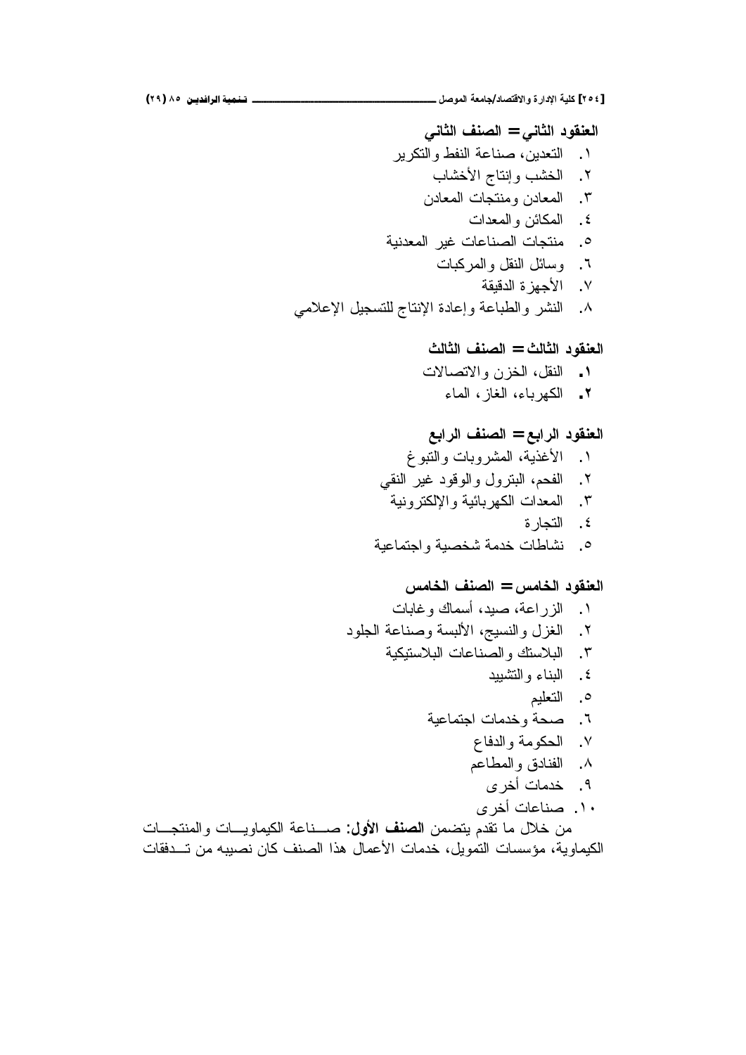**العنقود الثاني= الصنف الثاني**

١. التعدين، صناعة النفط والتكرير
٢. الخشب وإنتاج الأخشاب
٣. المعادن ومنتجات المعادن
٤. المكائن والمعدات
٥. منتجات الصناعات غير المعدنية
٦. وسائل النقل والمركبات
٧. الأجهزة الدقيقة
٨. النشر والطباعة وإعادة الإنتاج للتسجيل الإعلامي

**العنقود الثالث= الصنف الثالث**

١. النقل، الخزن والاتصالات
٢. الكهرباء، الغاز، الماء

**العنقود الرابع= الصنف الرابع**

١. الأغذية، المشروبات والتبوغ
٢. الفحم، البترول والوقود غير النقي
٣. المعدات الكهربائية والإلكترونية
٤. التجارة
٥. نشاطات خدمة شخصية واجتماعية

**العنقود الخامس= الصنف الخامس**

١. الزراعة، صيد، أسماك وغابات
٢. الغزل والنسيج، الألبسة وصناعة الجلود
٣. البلاستك والصناعات البلاستيكية
٤. البناء والتشييد
٥. التعليم
٦. صحة وخدمات اجتماعية
٧. الحكومة والدفاع
٨. الفنادق والمطاعم
٩. خدمات أخرى
١٠. صناعات أخرى

من خلال ما تقدم يتضمن **الصنف الأول**: صناعة الكيماويات والمنتجات الكيماوية، مؤسسات التمويل، خدمات الأعمال هذا الصنف كان نصيبه من تدفقات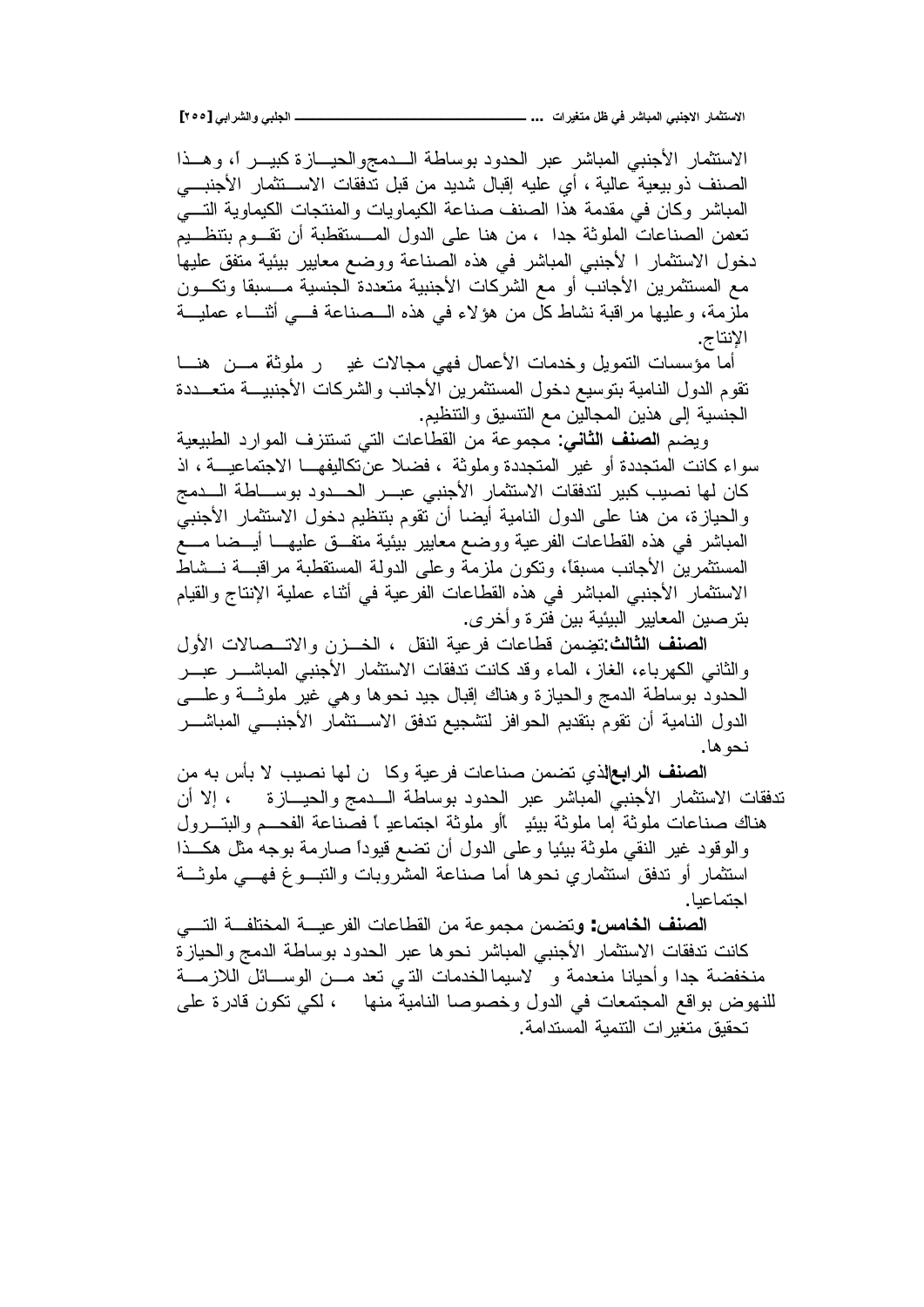الاستثمار الأجنبي المباشر عبر الحدود بوساطة الدمجوالحيازة كبيراً، وهذا الصنف ذو بيعية عالية ، أي عليه إقبال شديد من قبل تدفقات الاستثمار الأجنبي المباشر وكان في مقدمة هذا الصنف صناعة الكيماويات والمنتجات الكيماوية التي تعمن الصناعات الملوثة جدا ، من هنا على الدول المستقطبة أن تقوم بتنظيم دخول الاستثمار ا لأجنبي المباشر في هذه الصناعة ووضع معايير بيئية متفق عليها مع المستثمرين الأجانب أو مع الشركات الأجنبية متعددة الجنسية مسبقا وتكون ملزمة، وعليها مراقبة نشاط كل من هؤلاء في هذه الصناعة في أثناء عملية الإنتاج.

أما مؤسسات التمويل وخدمات الأعمال فهي مجالات غير ملوثة من هنا تقوم الدول النامية بتوسيع دخول المستثمرين الأجانب والشركات الأجنبية متعددة الجنسية إلى هذين المجالين مع التنسيق والتنظيم.

ويضم **الصنف الثاني**: مجموعة من القطاعات التي تستنزف الموارد الطبيعية سواء كانت المتجددة أو غير المتجددة وملوثة ، فضلا عن تكاليفها الاجتماعية ، اذ كان لها نصيب كبير لتدفقات الاستثمار الأجنبي عبر الحدود بوساطة الدمج والحيازة، من هنا على الدول النامية أيضا أن تقوم بتنظيم دخول الاستثمار الأجنبي المباشر في هذه القطاعات الفرعية ووضع معايير بيئية متفق عليها أيضا مع المستثمرين الأجانب مسبقاً، وتكون ملزمة وعلى الدولة المستقطبة مراقبة نشاط الاستثمار الأجنبي المباشر في هذه القطاعات الفرعية في أثناء عملية الإنتاج والقيام بترصين المعايير البيئية بين فترة وأخرى.

**الصنف الثالث**:تضمن قطاعات فرعية النقل ، الخزن والاتصالات الأول والثاني الكهرباء، الغاز، الماء وقد كانت تدفقات الاستثمار الأجنبي المباشر عبر الحدود بوساطة الدمج والحيازة وهناك إقبال جيد نحوها وهي غير ملوثة وعلى الدول النامية أن تقوم بتقديم الحوافز لتشجيع تدفق الاستثمار الأجنبي المباشر نحوها.

**الصنف الرابع**الذي تضمن صناعات فرعية وكان لها نصيب لا بأس به من تدفقات الاستثمار الأجنبي المباشر عبر الحدود بوساطة الدمج والحيازة ، إلا أن هناك صناعات ملوثة إما ملوثة بيئياً أو ملوثة اجتماعياً فصناعة الفحم والبترول والوقود غير النقي ملوثة بيئيا وعلى الدول أن تضع قيوداً صارمة بوجه مثل هكذا استثمار أو تدفق استثماري نحوها أما صناعة المشروبات والتبوغ فهي ملوثة اجتماعيا.

**الصنف الخامس:** وتضمن مجموعة من القطاعات الفرعية المختلفة التي كانت تدفقات الاستثمار الأجنبي المباشر نحوها عبر الحدود بوساطة الدمج والحيازة منخفضة جدا وأحيانا منعدمة و لاسيما الخدمات التي تعد من الوسائل اللازمة للنهوض بواقع المجتمعات في الدول وخصوصا النامية منها ، لكي تكون قادرة على تحقيق متغيرات التنمية المستدامة.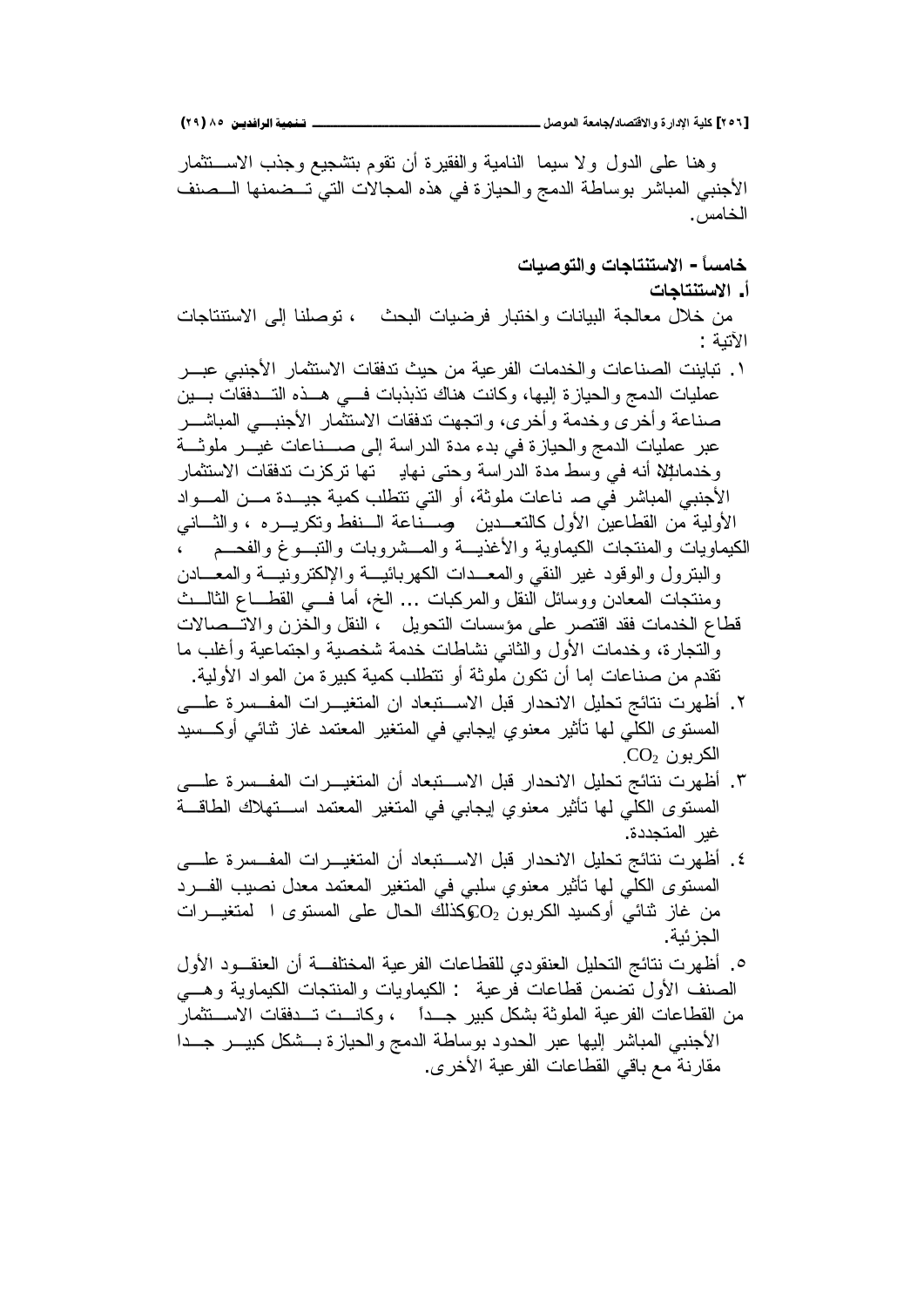وهنا على الدول ولا سيما النامية والفقيرة أن تقوم بتشجيع وجذب الاستثمار الأجنبي المباشر بوساطة الدمج والحيازة في هذه المجالات التي تضمنها الصنف الخامس.

## خامساً - الاستنتاجات والتوصيات

### أ. الاستنتاجات

من خلال معالجة البيانات واختبار فرضيات البحث ، توصلنا إلى الاستنتاجات الآتية :

١. تباينت الصناعات والخدمات الفرعية من حيث تدفقات الاستثمار الأجنبي عبر عمليات الدمج والحيازة إليها، وكانت هناك تذبذبات في هذه التدفقات بين صناعة وخدمة وأخرى، واتجهت تدفقات الاستثمار الأجنبي المباشر عبر عمليات الدمج والحيازة في بدء مدة الدراسة إلى صناعات غير ملوثة وخدمات إلا أنه في وسط مدة الدراسة وحتى نهايتها تركزت تدفقات الاستثمار الأجنبي المباشر في صناعات ملوثة، أو التي تتطلب كمية جيدة من المواد الأولية من القطاعين الأول كالتعدين وصناعة النفط وتكريره ، والثاني الكيماويات والمنتجات الكيماوية والأغذية والمشروبات والتبوغ والفحم ، والبترول والوقود غير النقي والمعدات الكهربائية والإلكترونية والمعادن ومنتجات المعادن ووسائل النقل والمركبات ... الخ، أما في القطاع الثالث قطاع الخدمات فقد اقتصر على مؤسسات التحويل ، النقل والخزن والاتصالات والتجارة، وخدمات الأول والثاني نشاطات خدمة شخصية واجتماعية وأغلب ما تقدم من صناعات إما أن تكون ملوثة أو تتطلب كمية كبيرة من المواد الأولية.

٢. أظهرت نتائج تحليل الانحدار قبل الاستبعاد ان المتغيرات المفسرة على المستوى الكلي لها تأثير معنوي إيجابي في المتغير المعتمد غاز ثنائي أوكسيد الكربون $CO_2$.

٣. أظهرت نتائج تحليل الانحدار قبل الاستبعاد أن المتغيرات المفسرة على المستوى الكلي لها تأثير معنوي إيجابي في المتغير المعتمد استهلاك الطاقة غير المتجددة.

٤. أظهرت نتائج تحليل الانحدار قبل الاستبعاد أن المتغيرات المفسرة على المستوى الكلي لها تأثير معنوي سلبي في المتغير المعتمد معدل نصيب الفرد من غاز ثنائي أوكسيد الكربون $CO_2$ وكذلك الحال على المستوى ا لمتغيرات الجزئية.

٥. أظهرت نتائج التحليل العنقودي للقطاعات الفرعية المختلفة أن العنقود الأول الصنف الأول تضمن قطاعات فرعية : الكيماويات والمنتجات الكيماوية وهي من القطاعات الفرعية الملوثة بشكل كبير جداً ، وكانت تدفقات الاستثمار الأجنبي المباشر إليها عبر الحدود بوساطة الدمج والحيازة بشكل كبير جدا مقارنة مع باقي القطاعات الفرعية الأخرى.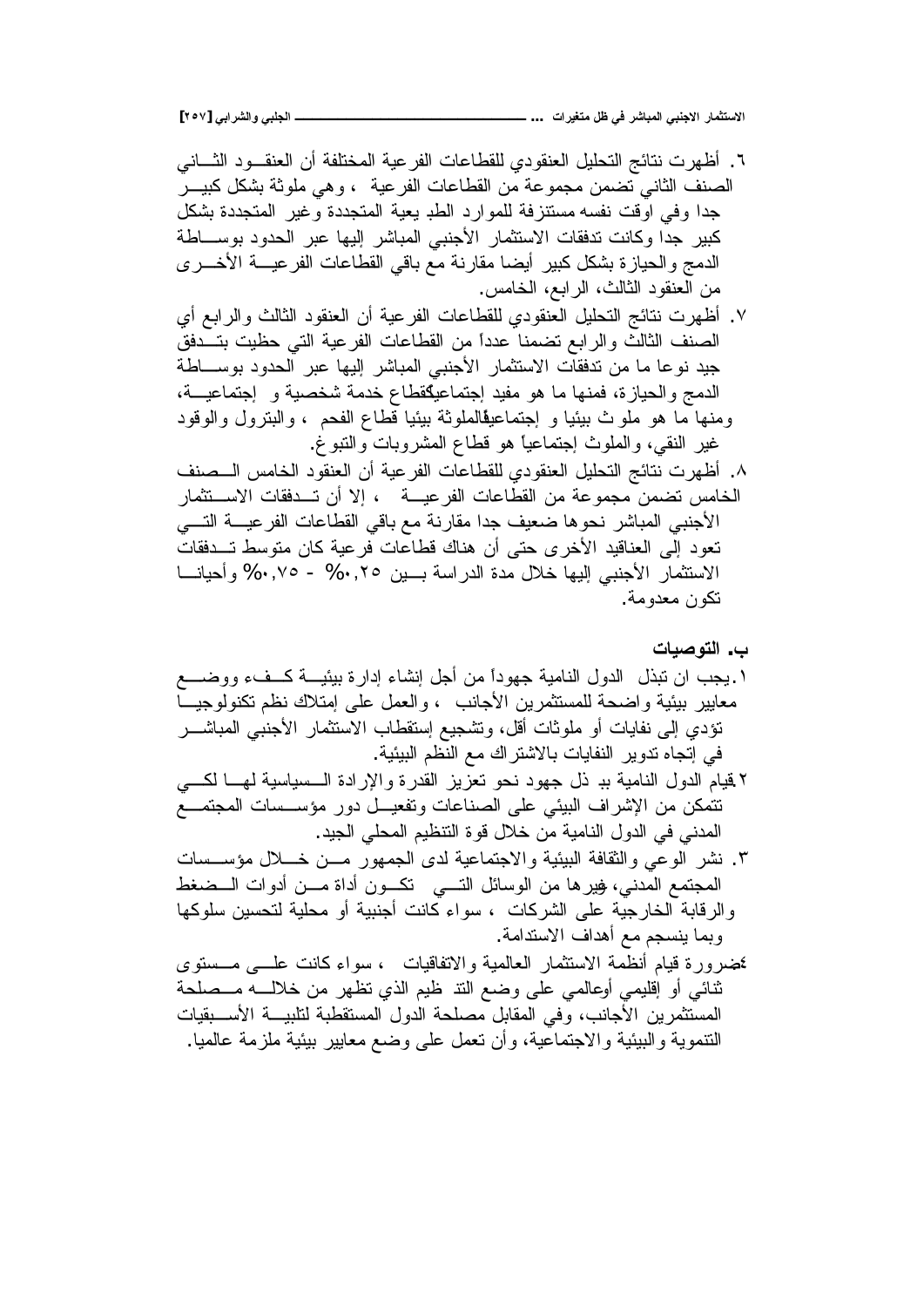٦. أظهرت نتائج التحليل العنقودي للقطاعات الفرعية المختلفة أن العنقـود الثـاني الصنف الثاني تضمن مجموعة من القطاعات الفرعية ، وهي ملوثة بشكل كبيـر جدا وفي اوقت نفسه مستنزفة للموارد الطبيعية المتجددة وغير المتجددة بشكل كبير جدا وكانت تدفقات الاستثمار الأجنبي المباشر إليها عبر الحدود بوسـاطة الدمج والحيازة بشكل كبير أيضا مقارنة مع باقي القطاعات الفرعيـة الأخـرى من العنقود الثالث، الرابع، الخامس.

٧. أظهرت نتائج التحليل العنقودي للقطاعات الفرعية أن العنقود الثالث والرابع أي الصنف الثالث والرابع تضمنا عدداً من القطاعات الفرعية التي حظيت بتـدفق جيد نوعا ما من تدفقات الاستثمار الأجنبي المباشر إليها عبر الحدود بوسـاطة الدمج والحيازة، فمنها ما هو مفيد إجتماعياً كقطاع خدمة شخصية و اجتماعيـة، ومنها ما هو ملوث بيئيا و إجتماعياً كالملوثة بيئيا قطاع الفحم ، والبترول والوقود غير النقي، والملوث إجتماعياً هو قطاع المشروبات والتبوغ.

٨. أظهرت نتائج التحليل العنقودي للقطاعات الفرعية أن العنقود الخامس الـصنف الخامس تضمن مجموعة من القطاعات الفرعيـة ، إلا أن تـدفقات الاسـتثمار الأجنبي المباشر نحوها ضعيف جدا مقارنة مع باقي القطاعات الفرعيـة التـي تعود إلى العناقيد الأخرى حتى أن هناك قطاعات فرعية كان متوسط تـدفقات الاستثمار الأجنبي إليها خلال مدة الدراسة بـين ٠,٢٥% - ٠,٧٥% وأحيانـا تكون معدومة.

### ب. التوصيات

١. يجب ان تبذل الدول النامية جهوداً من أجل إنشاء إدارة بيئيـة كـفء ووضـع معايير بيئية واضحة للمستثمرين الأجانب ، والعمل على إمتلاك نظم تكنولوجيـا تؤدي إلى نفايات أو ملوثات أقل، وتشجيع إستقطاب الاستثمار الأجنبي المباشـر في إتجاه تدوير النفايات بالاشتراك مع النظم البيئية.

٢. قيام الدول النامية ببذل جهود نحو تعزيز القدرة والإرادة الـسياسية لهـا لكـي تتمكن من الإشراف البيئي على الصناعات وتفعيـل دور مؤسـسات المجتمـع المدني في الدول النامية من خلال قوة التنظيم المحلي الجيد.

٣. نشر الوعي والثقافة البيئية والاجتماعية لدى الجمهور مـن خـلال مؤسـسات المجتمع المدني، وغيرها من الوسائل التـي تكـون أداة مـن أدوات الـضغط والرقابة الخارجية على الشركات ، سواء كانت أجنبية أو محلية لتحسين سلوكها وبما ينسجم مع أهداف الاستدامة.

٤. ضرورة قيام أنظمة الاستثمار العالمية والاتفاقيات ، سواء كانت علـى مـستوى ثنائي أو إقليمي أوعالمي على وضع التنظيم الذي تظهر من خلالـه مـصلحة المستثمرين الأجانب، وفي المقابل مصلحة الدول المستقطبة لتلبيـة الأسـبقيات التنموية والبيئية والاجتماعية، وأن تعمل على وضع معايير بيئية ملزمة عالميا.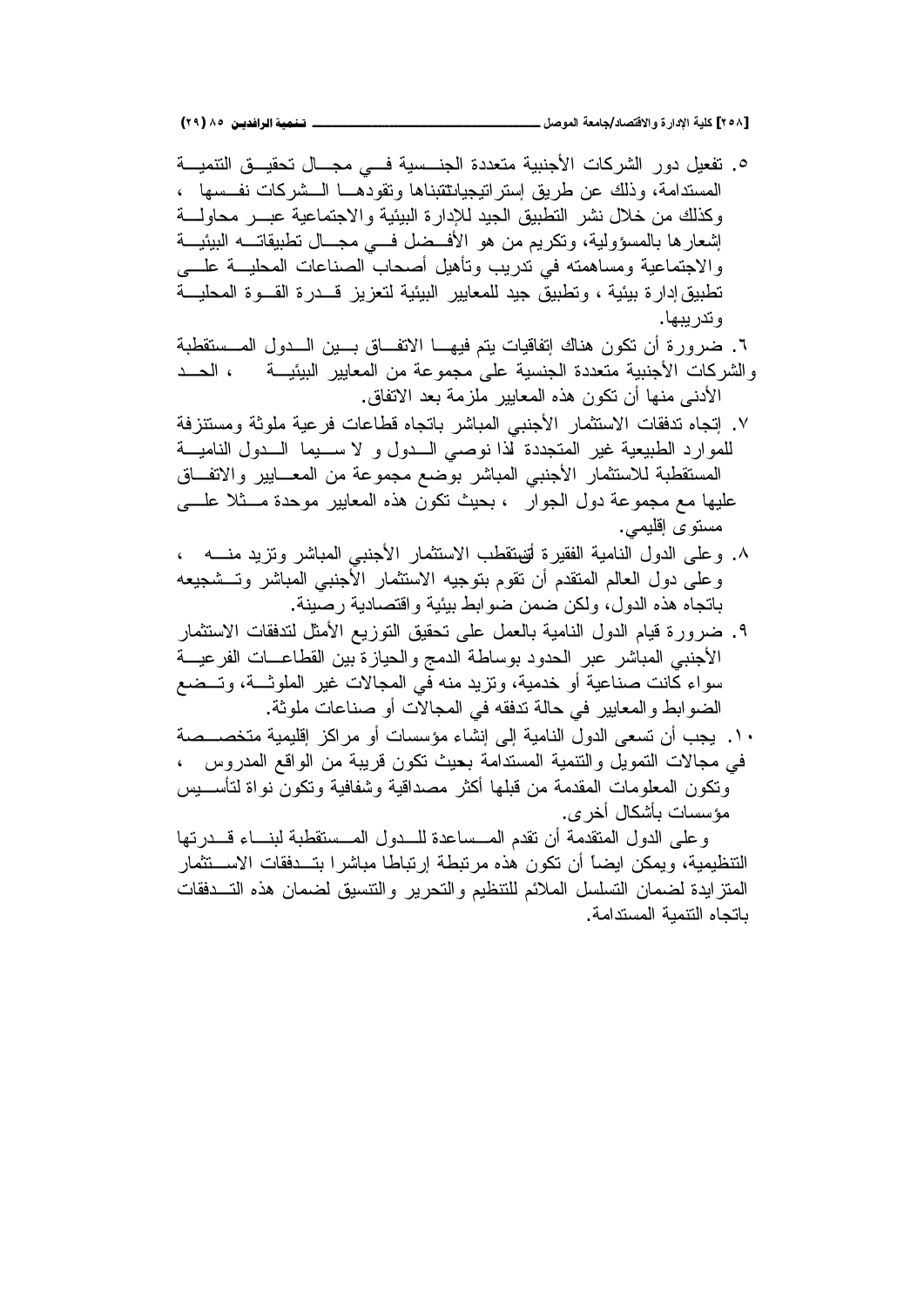٥. تفعيل دور الشركات الأجنبية متعددة الجنسية في مجال تحقيق التنمية المستدامة، وذلك عن طريق إستراتيجياتتتبناها وتقودها الشركات نفسها ، وكذلك من خلال نشر التطبيق الجيد للإدارة البيئية والاجتماعية عبر محاولة إشعارها بالمسؤولية، وتكريم من هو الأفضل في مجال تطبيقاته البيئية والاجتماعية ومساهمته في تدريب وتأهيل أصحاب الصناعات المحلية على تطبيق إدارة بيئية ، وتطبيق جيد للمعايير البيئية لتعزيز قدرة القوة المحلية وتدريبها.

٦. ضرورة أن تكون هناك إتفاقيات يتم فيها الاتفاق بين الدول المستقطبة والشركات الأجنبية متعددة الجنسية على مجموعة من المعايير البيئية ، الحد الأدنى منها أن تكون هذه المعايير ملزمة بعد الاتفاق.

٧. إتجاه تدفقات الاستثمار الأجنبي المباشر باتجاه قطاعات فرعية ملوثة ومستنزفة للموارد الطبيعية غير المتجددة لذا نوصي الدول و لا سيما الدول النامية المستقطبة للاستثمار الأجنبي المباشر بوضع مجموعة من المعايير والاتفاق عليها مع مجموعة دول الجوار ، بحيث تكون هذه المعايير موحدة مثلا على مستوى إقليمي.

٨. وعلى الدول النامية الفقيرة أنتستقطب الاستثمار الأجنبي المباشر وتزيد منه ، وعلى دول العالم المتقدم أن تقوم بتوجيه الاستثمار الأجنبي المباشر وتشجيعه باتجاه هذه الدول، ولكن ضمن ضوابط بيئية واقتصادية رصينة.

٩. ضرورة قيام الدول النامية بالعمل على تحقيق التوزيع الأمثل لتدفقات الاستثمار الأجنبي المباشر عبر الحدود بوساطة الدمج والحيازة بين القطاعات الفرعية سواء كانت صناعية أو خدمية، وتزيد منه في المجالات غير الملوثة، وتضع الضوابط والمعايير في حالة تدفقه في المجالات أو صناعات ملوثة.

١٠. يجب أن تسعى الدول النامية إلى إنشاء مؤسسات أو مراكز إقليمية متخصصة في مجالات التمويل والتنمية المستدامة بحيث تكون قريبة من الواقع المدروس ، وتكون المعلومات المقدمة من قبلها أكثر مصداقية وشفافية وتكون نواة لتأسيس مؤسسات بأشكال أخرى.

وعلى الدول المتقدمة أن تقدم المساعدة للدول المستقطبة لبناء قدرتها التنظيمية، ويمكن ايضاً أن تكون هذه مرتبطة إرتباطا مباشرا بتدفقات الاستثمار المتزايدة لضمان التسلسل الملائم للتنظيم والتحرير والتنسيق لضمان هذه التدفقات باتجاه التنمية المستدامة.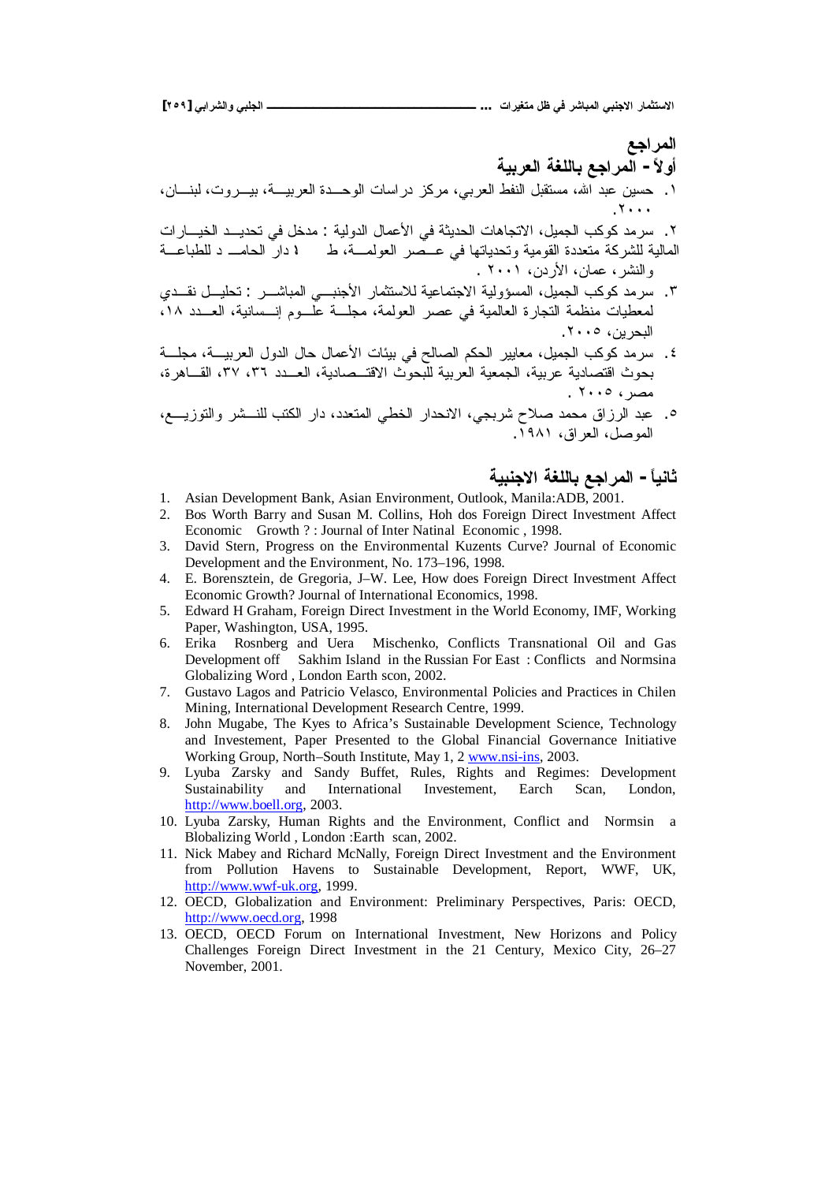## المراجع

### أولاً - المراجع باللغة العربية

١. حسين عبد الله، مستقبل النفط العربي، مركز دراسات الوحدة العربية، بيروت، لبنان، ٢٠٠٠.

٢. سرمد كوكب الجميل، الاتجاهات الحديثة في الأعمال الدولية : مدخل في تحديد الخيارات المالية للشركة متعددة القومية وتحدياتها في عصر العولمة، ط ١ دار الحامد للطباعة والنشر، عمان، الأردن، ٢٠٠١ .

٣. سرمد كوكب الجميل، المسؤولية الاجتماعية للاستثمار الأجنبي المباشر : تحليل نقدي لمعطيات منظمة التجارة العالمية في عصر العولمة، مجلة علوم إنسانية، العدد ١٨، البحرين، ٢٠٠٥.

٤. سرمد كوكب الجميل، معايير الحكم الصالح في بيئات الأعمال حال الدول العربية، مجلة بحوث اقتصادية عربية، الجمعية العربية للبحوث الاقتصادية، العدد ٣٦، ٣٧، القاهرة، مصر، ٢٠٠٥ .

٥. عبد الرزاق محمد صلاح شربجي، الانحدار الخطي المتعدد، دار الكتب للنشر والتوزيع، الموصل، العراق، ١٩٨١.

### ثانياً - المراجع باللغة الاجنبية

1. Asian Development Bank, Asian Environment, Outlook, Manila:ADB, 2001.
2. Bos Worth Barry and Susan M. Collins, Hoh dos Foreign Direct Investment Affect Economic Growth ? : Journal of Inter Natinal Economic , 1998.
3. David Stern, Progress on the Environmental Kuzents Curve? Journal of Economic Development and the Environment, No. 173–196, 1998.
4. E. Borensztein, de Gregoria, J–W. Lee, How does Foreign Direct Investment Affect Economic Growth? Journal of International Economics, 1998.
5. Edward H Graham, Foreign Direct Investment in the World Economy, IMF, Working Paper, Washington, USA, 1995.
6. Erika Rosnberg and Uera Mischenko, Conflicts Transnational Oil and Gas Development off Sakhim Island in the Russian For East : Conflicts and Normsina Globalizing Word , London Earth scon, 2002.
7. Gustavo Lagos and Patricio Velasco, Environmental Policies and Practices in Chilen Mining, International Development Research Centre, 1999.
8. John Mugabe, The Kyes to Africa's Sustainable Development Science, Technology and Investement, Paper Presented to the Global Financial Governance Initiative Working Group, North–South Institute, May 1, 2 www.nsi-ins, 2003.
9. Lyuba Zarsky and Sandy Buffet, Rules, Rights and Regimes: Development Sustainability and International Investement, Earch Scan, London, http://www.boell.org, 2003.
10. Lyuba Zarsky, Human Rights and the Environment, Conflict and Normsin a Blobalizing World , London :Earth scan, 2002.
11. Nick Mabey and Richard McNally, Foreign Direct Investment and the Environment from Pollution Havens to Sustainable Development, Report, WWF, UK, http://www.wwf-uk.org, 1999.
12. OECD, Globalization and Environment: Preliminary Perspectives, Paris: OECD, http://www.oecd.org, 1998
13. OECD, OECD Forum on International Investment, New Horizons and Policy Challenges Foreign Direct Investment in the 21 Century, Mexico City, 26–27 November, 2001.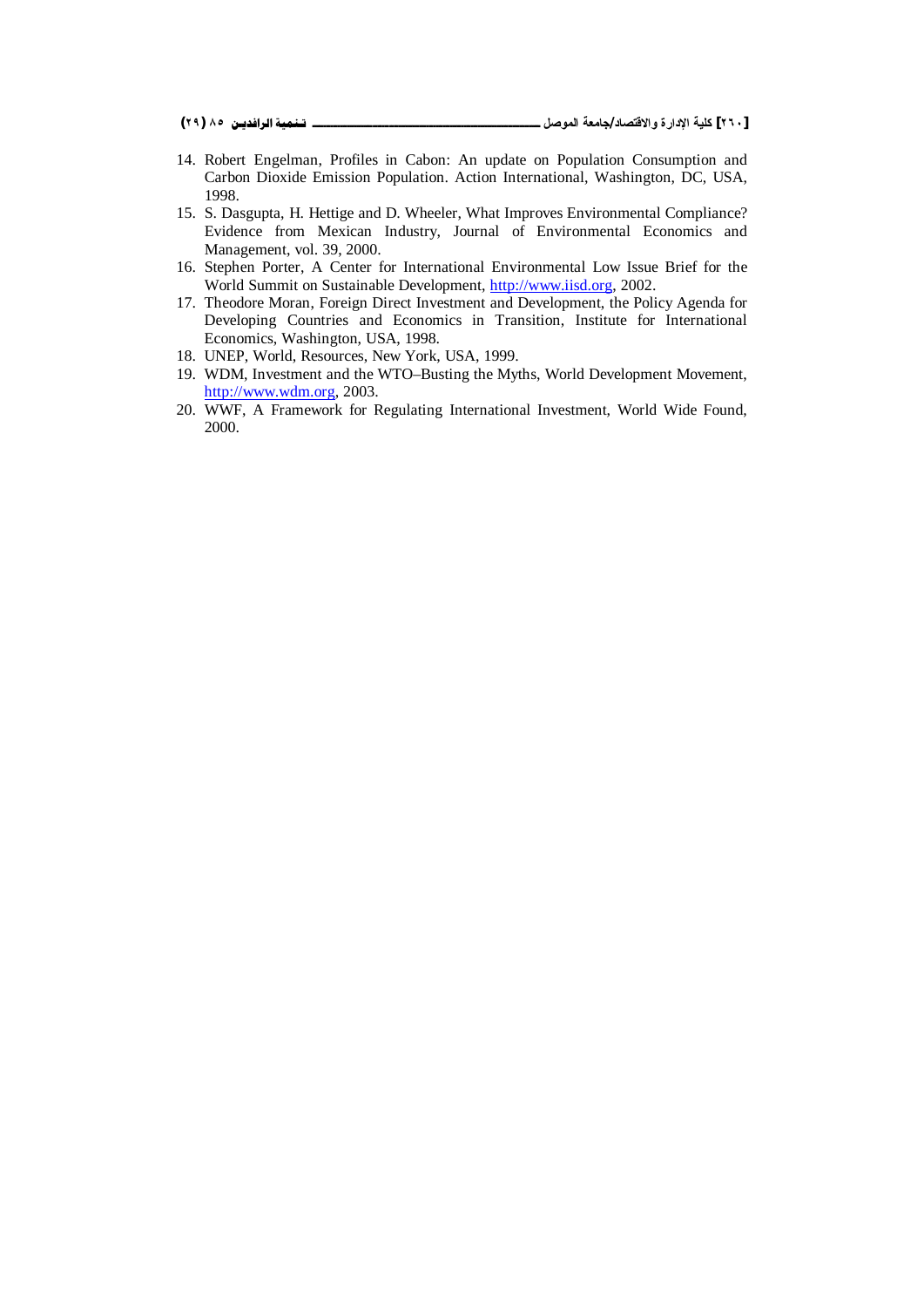14. Robert Engelman, Profiles in Cabon: An update on Population Consumption and Carbon Dioxide Emission Population. Action International, Washington, DC, USA, 1998.
15. S. Dasgupta, H. Hettige and D. Wheeler, What Improves Environmental Compliance? Evidence from Mexican Industry, Journal of Environmental Economics and Management, vol. 39, 2000.
16. Stephen Porter, A Center for International Environmental Low Issue Brief for the World Summit on Sustainable Development, http://www.iisd.org, 2002.
17. Theodore Moran, Foreign Direct Investment and Development, the Policy Agenda for Developing Countries and Economics in Transition, Institute for International Economics, Washington, USA, 1998.
18. UNEP, World, Resources, New York, USA, 1999.
19. WDM, Investment and the WTO–Busting the Myths, World Development Movement, http://www.wdm.org, 2003.
20. WWF, A Framework for Regulating International Investment, World Wide Found, 2000.